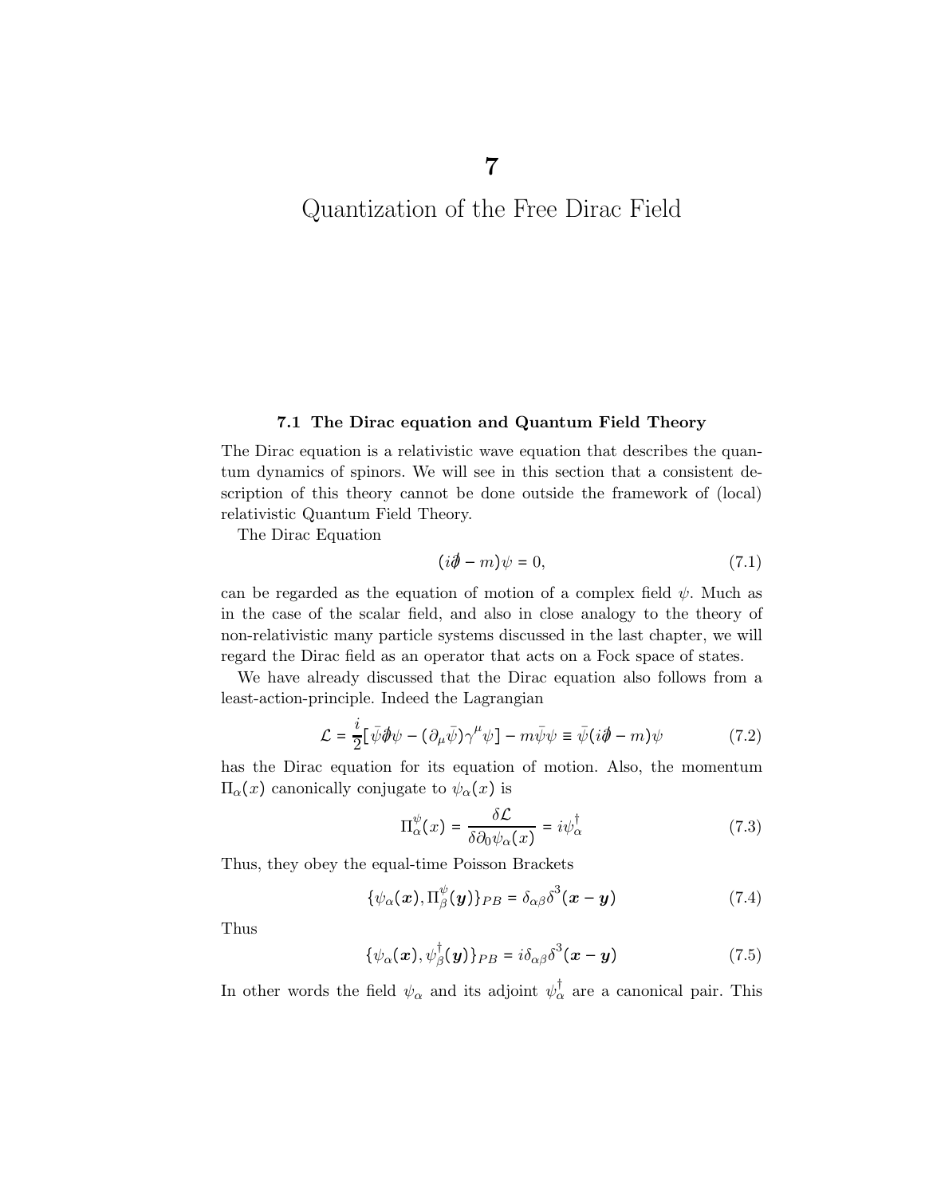# 7

# Quantization of the Free Dirac Field

### 7.1 The Dirac equation and Quantum Field Theory

The Dirac equation is a relativistic wave equation that describes the quantum dynamics of spinors. We will see in this section that a consistent description of this theory cannot be done outside the framework of (local) relativistic Quantum Field Theory.

The Dirac Equation

$$(i\partial\!\!\!/ - m)\psi = 0, \tag{7.1}$$

can be regarded as the equation of motion of a complex field $\psi$. Much as in the case of the scalar field, and also in close analogy to the theory of non-relativistic many particle systems discussed in the last chapter, we will regard the Dirac field as an operator that acts on a Fock space of states.

We have already discussed that the Dirac equation also follows from a least-action-principle. Indeed the Lagrangian

$$\mathcal{L} = \frac{i}{2}[\bar{\psi}\partial\!\!\!/\psi - (\partial_\mu\bar{\psi})\gamma^\mu\psi] - m\bar{\psi}\psi \equiv \bar{\psi}(i\partial\!\!\!/ - m)\psi \tag{7.2}$$

has the Dirac equation for its equation of motion. Also, the momentum $\Pi_\alpha(x)$ canonically conjugate to $\psi_\alpha(x)$ is

$$\Pi^{\psi}_{\alpha}(x) = \frac{\delta\mathcal{L}}{\delta\partial_0\psi_\alpha(x)} = i\psi^\dagger_\alpha \tag{7.3}$$

Thus, they obey the equal-time Poisson Brackets

$$\{\psi_\alpha(\boldsymbol{x}), \Pi^{\psi}_{\beta}(\boldsymbol{y})\}_{PB} = \delta_{\alpha\beta}\delta^3(\boldsymbol{x}-\boldsymbol{y}) \tag{7.4}$$

Thus

$$\{\psi_\alpha(\boldsymbol{x}), \psi^\dagger_\beta(\boldsymbol{y})\}_{PB} = i\delta_{\alpha\beta}\delta^3(\boldsymbol{x}-\boldsymbol{y}) \tag{7.5}$$

In other words the field $\psi_\alpha$ and its adjoint $\psi^\dagger_\alpha$ are a canonical pair. This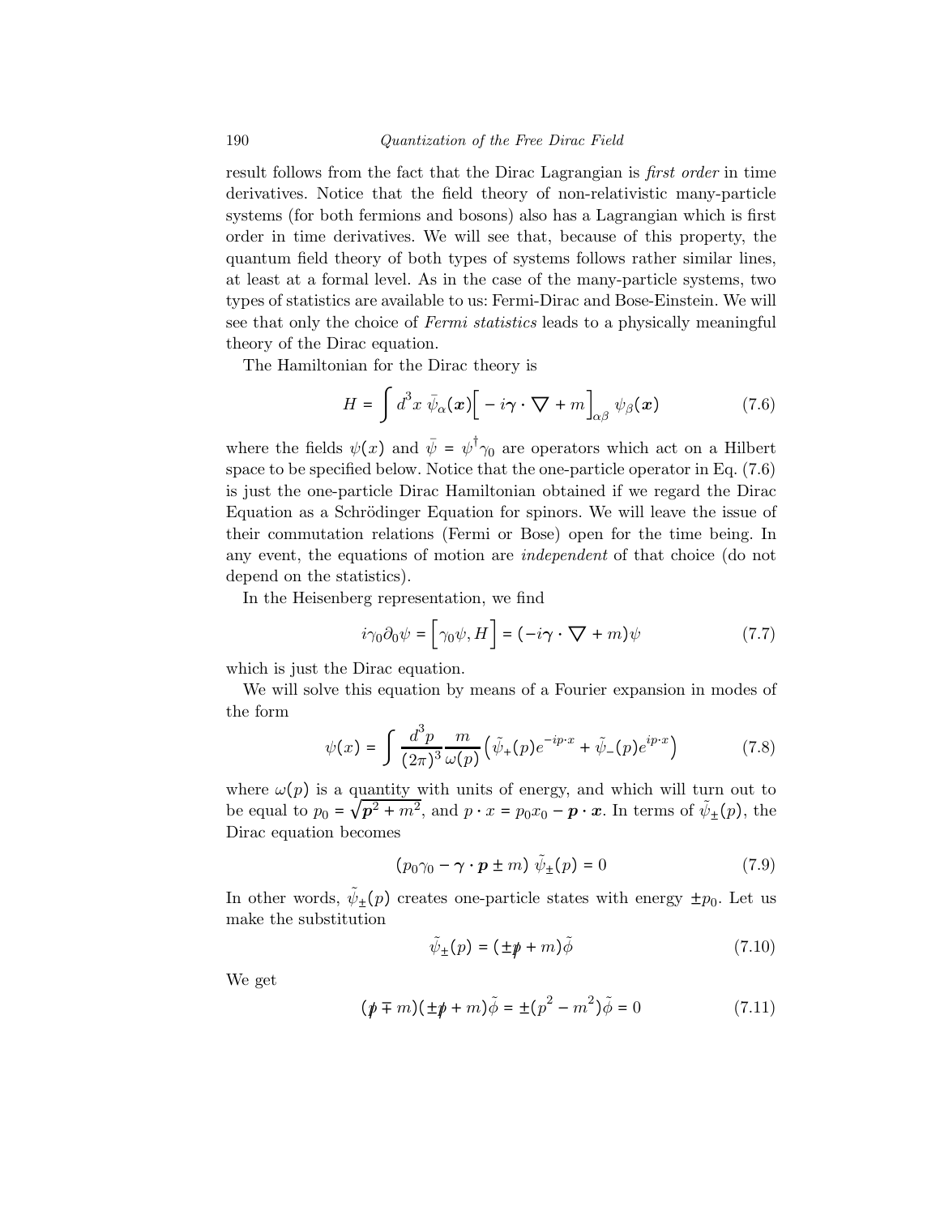result follows from the fact that the Dirac Lagrangian is *first order* in time derivatives. Notice that the field theory of non-relativistic many-particle systems (for both fermions and bosons) also has a Lagrangian which is first order in time derivatives. We will see that, because of this property, the quantum field theory of both types of systems follows rather similar lines, at least at a formal level. As in the case of the many-particle systems, two types of statistics are available to us: Fermi-Dirac and Bose-Einstein. We will see that only the choice of *Fermi statistics* leads to a physically meaningful theory of the Dirac equation.

The Hamiltonian for the Dirac theory is

$$H = \int d^3x \; \bar{\psi}_\alpha(\boldsymbol{x}) \Big[ -i\boldsymbol{\gamma} \cdot \nabla + m \Big]_{\alpha\beta} \; \psi_\beta(\boldsymbol{x}) \tag{7.6}$$

where the fields $\psi(x)$ and $\bar{\psi} = \psi^\dagger \gamma_0$ are operators which act on a Hilbert space to be specified below. Notice that the one-particle operator in Eq. (7.6) is just the one-particle Dirac Hamiltonian obtained if we regard the Dirac Equation as a Schrödinger Equation for spinors. We will leave the issue of their commutation relations (Fermi or Bose) open for the time being. In any event, the equations of motion are *independent* of that choice (do not depend on the statistics).

In the Heisenberg representation, we find

$$i\gamma_0 \partial_0 \psi = \Big[ \gamma_0 \psi, H \Big] = (-i\boldsymbol{\gamma} \cdot \nabla + m)\psi \tag{7.7}$$

which is just the Dirac equation.

We will solve this equation by means of a Fourier expansion in modes of the form

$$\psi(x) = \int \frac{d^3p}{(2\pi)^3} \frac{m}{\omega(p)} \left( \tilde{\psi}_+(p) e^{-ip\cdot x} + \tilde{\psi}_-(p) e^{ip\cdot x} \right) \tag{7.8}$$

where $\omega(p)$ is a quantity with units of energy, and which will turn out to be equal to $p_0 = \sqrt{\boldsymbol{p}^2 + m^2}$, and $p \cdot x = p_0 x_0 - \boldsymbol{p} \cdot \boldsymbol{x}$. In terms of $\tilde{\psi}_\pm(p)$, the Dirac equation becomes

$$(p_0 \gamma_0 - \boldsymbol{\gamma} \cdot \boldsymbol{p} \pm m) \; \tilde{\psi}_\pm(p) = 0 \tag{7.9}$$

In other words, $\tilde{\psi}_\pm(p)$ creates one-particle states with energy $\pm p_0$. Let us make the substitution

$$\tilde{\psi}_\pm(p) = (\pm \not{p} + m)\tilde{\phi} \tag{7.10}$$

We get

$$(\not{p} \mp m)(\pm \not{p} + m)\tilde{\phi} = \pm(p^2 - m^2)\tilde{\phi} = 0 \tag{7.11}$$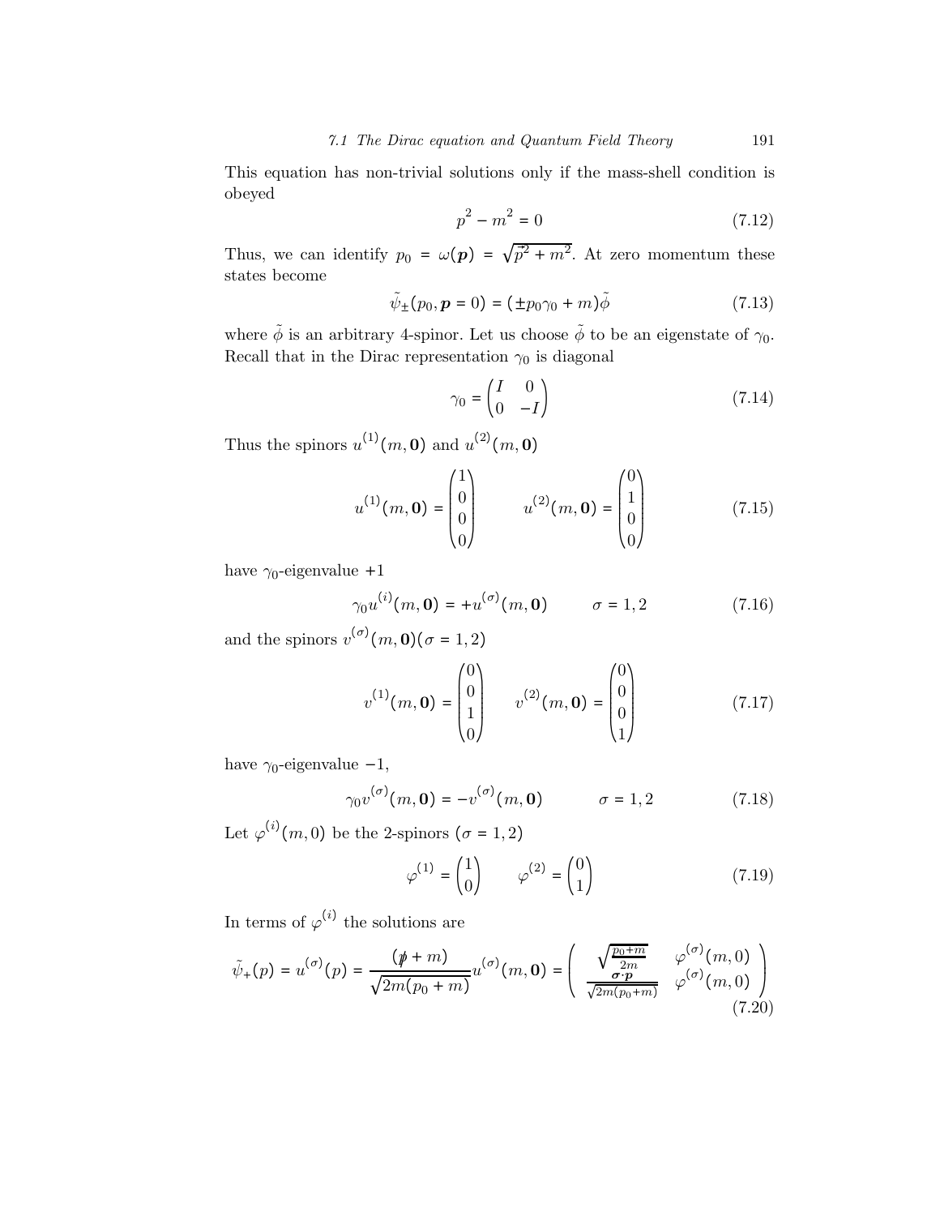This equation has non-trivial solutions only if the mass-shell condition is obeyed

$$p^2 - m^2 = 0 \tag{7.12}$$

Thus, we can identify $p_0 = \omega(\boldsymbol{p}) = \sqrt{\vec{p}^2 + m^2}$. At zero momentum these states become

$$\tilde{\psi}_{\pm}(p_0, \boldsymbol{p} = 0) = (\pm p_0 \gamma_0 + m)\tilde{\phi} \tag{7.13}$$

where $\tilde{\phi}$ is an arbitrary 4-spinor. Let us choose $\tilde{\phi}$ to be an eigenstate of $\gamma_0$. Recall that in the Dirac representation $\gamma_0$ is diagonal

$$\gamma_0 = \begin{pmatrix} I & 0 \\ 0 & -I \end{pmatrix} \tag{7.14}$$

Thus the spinors $u^{(1)}(m, \boldsymbol{0})$ and $u^{(2)}(m, \boldsymbol{0})$

$$u^{(1)}(m, \boldsymbol{0}) = \begin{pmatrix} 1 \\ 0 \\ 0 \\ 0 \end{pmatrix} \qquad u^{(2)}(m, \boldsymbol{0}) = \begin{pmatrix} 0 \\ 1 \\ 0 \\ 0 \end{pmatrix} \tag{7.15}$$

have $\gamma_0$-eigenvalue $+1$

$$\gamma_0 u^{(i)}(m, \boldsymbol{0}) = +u^{(\sigma)}(m, \boldsymbol{0}) \qquad \sigma = 1, 2 \tag{7.16}$$

and the spinors $v^{(\sigma)}(m, \boldsymbol{0})(\sigma = 1, 2)$

$$v^{(1)}(m, \boldsymbol{0}) = \begin{pmatrix} 0 \\ 0 \\ 1 \\ 0 \end{pmatrix} \qquad v^{(2)}(m, \boldsymbol{0}) = \begin{pmatrix} 0 \\ 0 \\ 0 \\ 1 \end{pmatrix} \tag{7.17}$$

have $\gamma_0$-eigenvalue $-1$,

$$\gamma_0 v^{(\sigma)}(m, \boldsymbol{0}) = -v^{(\sigma)}(m, \boldsymbol{0}) \qquad \sigma = 1, 2 \tag{7.18}$$

Let $\varphi^{(i)}(m, 0)$ be the 2-spinors ($\sigma = 1, 2$)

$$\varphi^{(1)} = \begin{pmatrix} 1 \\ 0 \end{pmatrix} \qquad \varphi^{(2)} = \begin{pmatrix} 0 \\ 1 \end{pmatrix} \tag{7.19}$$

In terms of $\varphi^{(i)}$ the solutions are

$$\tilde{\psi}_+(p) = u^{(\sigma)}(p) = \frac{(\not{p} + m)}{\sqrt{2m(p_0 + m)}} u^{(\sigma)}(m, \boldsymbol{0}) = \begin{pmatrix} \sqrt{\frac{p_0 + m}{2m}} & \varphi^{(\sigma)}(m, 0) \\ \frac{\boldsymbol{\sigma} \cdot \boldsymbol{p}}{\sqrt{2m(p_0 + m)}} & \varphi^{(\sigma)}(m, 0) \end{pmatrix} \tag{7.20}$$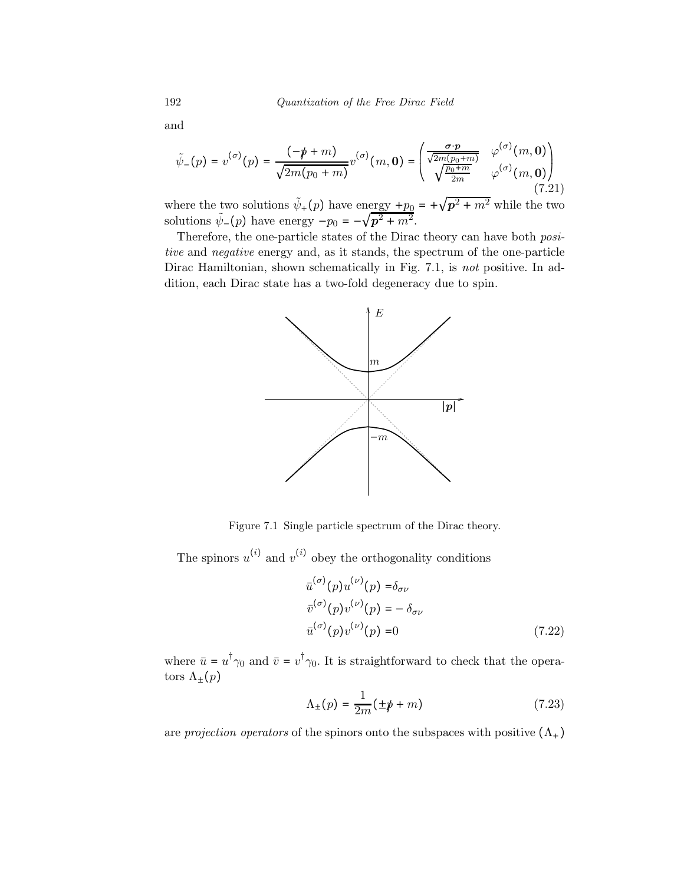and

$$\tilde{\psi}_-(p) = v^{(\sigma)}(p) = \frac{(-\not{p} + m)}{\sqrt{2m(p_0 + m)}} v^{(\sigma)}(m, \mathbf{0}) = \begin{pmatrix} \frac{\boldsymbol{\sigma}\cdot\boldsymbol{p}}{\sqrt{2m(p_0+m)}} & \varphi^{(\sigma)}(m, \mathbf{0}) \\ \sqrt{\frac{p_0+m}{2m}} & \varphi^{(\sigma)}(m, \mathbf{0}) \end{pmatrix} \tag{7.21}$$

where the two solutions $\tilde{\psi}_+(p)$ have energy $+p_0 = +\sqrt{\boldsymbol{p}^2 + m^2}$ while the two solutions $\tilde{\psi}_-(p)$ have energy $-p_0 = -\sqrt{\boldsymbol{p}^2 + m^2}$.

Therefore, the one-particle states of the Dirac theory can have both *positive* and *negative* energy and, as it stands, the spectrum of the one-particle Dirac Hamiltonian, shown schematically in Fig. 7.1, is *not* positive. In addition, each Dirac state has a two-fold degeneracy due to spin.

Figure 7.1 Single particle spectrum of the Dirac theory.

The spinors $u^{(i)}$ and $v^{(i)}$ obey the orthogonality conditions

$$\begin{aligned} \bar{u}^{(\sigma)}(p)u^{(\nu)}(p) &= \delta_{\sigma\nu} \\ \bar{v}^{(\sigma)}(p)v^{(\nu)}(p) &= -\,\delta_{\sigma\nu} \\ \bar{u}^{(\sigma)}(p)v^{(\nu)}(p) &= 0 \end{aligned} \tag{7.22}$$

where $\bar{u} = u^\dagger \gamma_0$ and $\bar{v} = v^\dagger \gamma_0$. It is straightforward to check that the operators $\Lambda_\pm(p)$

$$\Lambda_\pm(p) = \frac{1}{2m}(\pm\not{p} + m) \tag{7.23}$$

are *projection operators* of the spinors onto the subspaces with positive $(\Lambda_+)$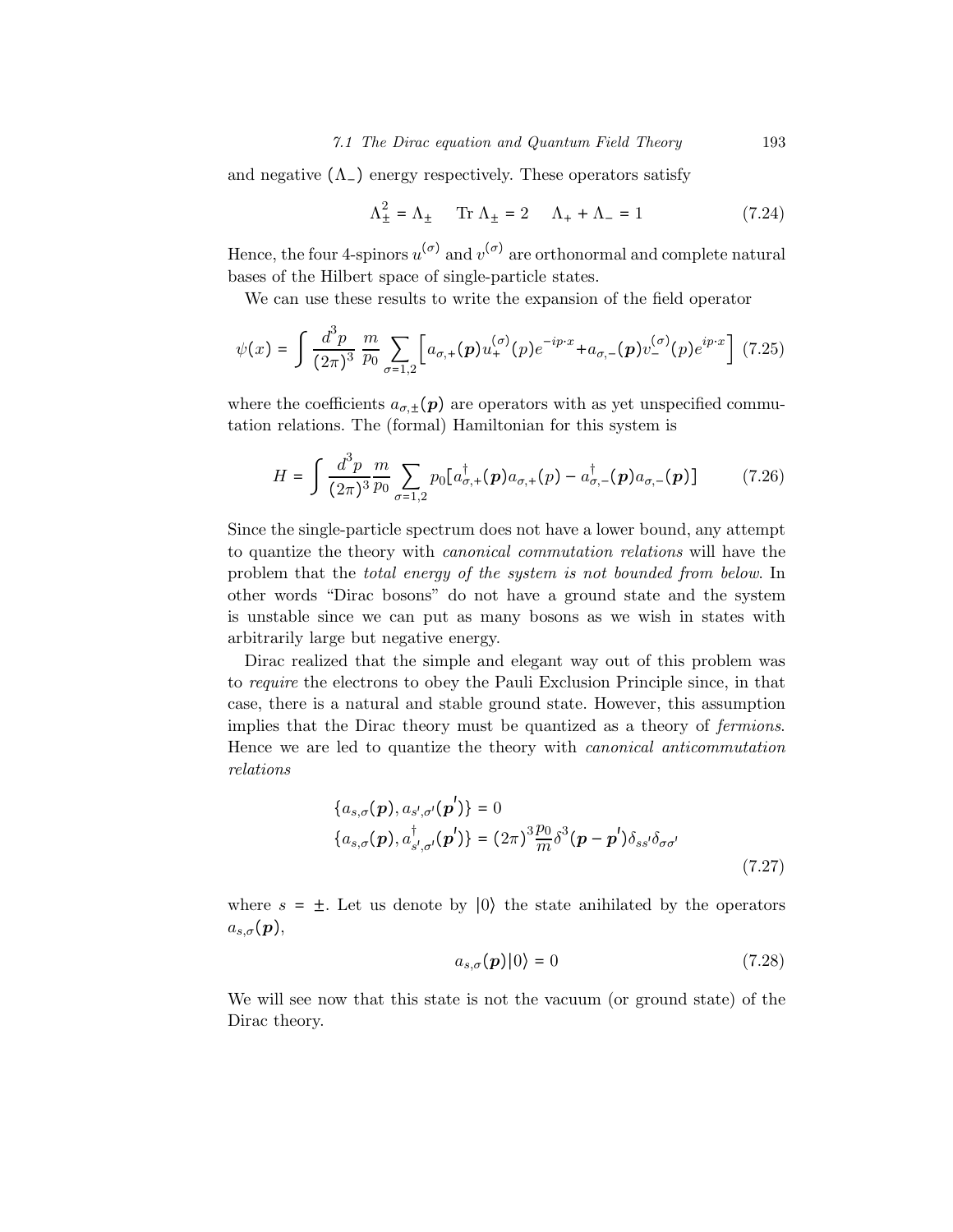and negative ($\Lambda_-$) energy respectively. These operators satisfy

$$\Lambda_\pm^2 = \Lambda_\pm \qquad \text{Tr}\, \Lambda_\pm = 2 \qquad \Lambda_+ + \Lambda_- = 1 \tag{7.24}$$

Hence, the four 4-spinors $u^{(\sigma)}$ and $v^{(\sigma)}$ are orthonormal and complete natural bases of the Hilbert space of single-particle states.

We can use these results to write the expansion of the field operator

$$\psi(x) = \int \frac{d^3p}{(2\pi)^3} \frac{m}{p_0} \sum_{\sigma=1,2} \left[ a_{\sigma,+}(\boldsymbol{p}) u_+^{(\sigma)}(p) e^{-ip\cdot x} + a_{\sigma,-}(\boldsymbol{p}) v_-^{(\sigma)}(p) e^{ip\cdot x} \right] \tag{7.25}$$

where the coefficients $a_{\sigma,\pm}(\boldsymbol{p})$ are operators with as yet unspecified commutation relations. The (formal) Hamiltonian for this system is

$$H = \int \frac{d^3p}{(2\pi)^3} \frac{m}{p_0} \sum_{\sigma=1,2} p_0 [a_{\sigma,+}^\dagger(\boldsymbol{p}) a_{\sigma,+}(p) - a_{\sigma,-}^\dagger(\boldsymbol{p}) a_{\sigma,-}(\boldsymbol{p})] \tag{7.26}$$

Since the single-particle spectrum does not have a lower bound, any attempt to quantize the theory with *canonical commutation relations* will have the problem that the *total energy of the system is not bounded from below*. In other words "Dirac bosons" do not have a ground state and the system is unstable since we can put as many bosons as we wish in states with arbitrarily large but negative energy.

Dirac realized that the simple and elegant way out of this problem was to *require* the electrons to obey the Pauli Exclusion Principle since, in that case, there is a natural and stable ground state. However, this assumption implies that the Dirac theory must be quantized as a theory of *fermions*. Hence we are led to quantize the theory with *canonical anticommutation relations*

$$\begin{aligned} \{a_{s,\sigma}(\boldsymbol{p}), a_{s',\sigma'}(\boldsymbol{p}')\} &= 0 \\ \{a_{s,\sigma}(\boldsymbol{p}), a_{s',\sigma'}^\dagger(\boldsymbol{p}')\} &= (2\pi)^3 \frac{p_0}{m} \delta^3(\boldsymbol{p} - \boldsymbol{p}') \delta_{ss'} \delta_{\sigma\sigma'} \end{aligned} \tag{7.27}$$

where $s = \pm$. Let us denote by $|0\rangle$ the state anihilated by the operators $a_{s,\sigma}(\boldsymbol{p})$,

$$a_{s,\sigma}(\boldsymbol{p})|0\rangle = 0 \tag{7.28}$$

We will see now that this state is not the vacuum (or ground state) of the Dirac theory.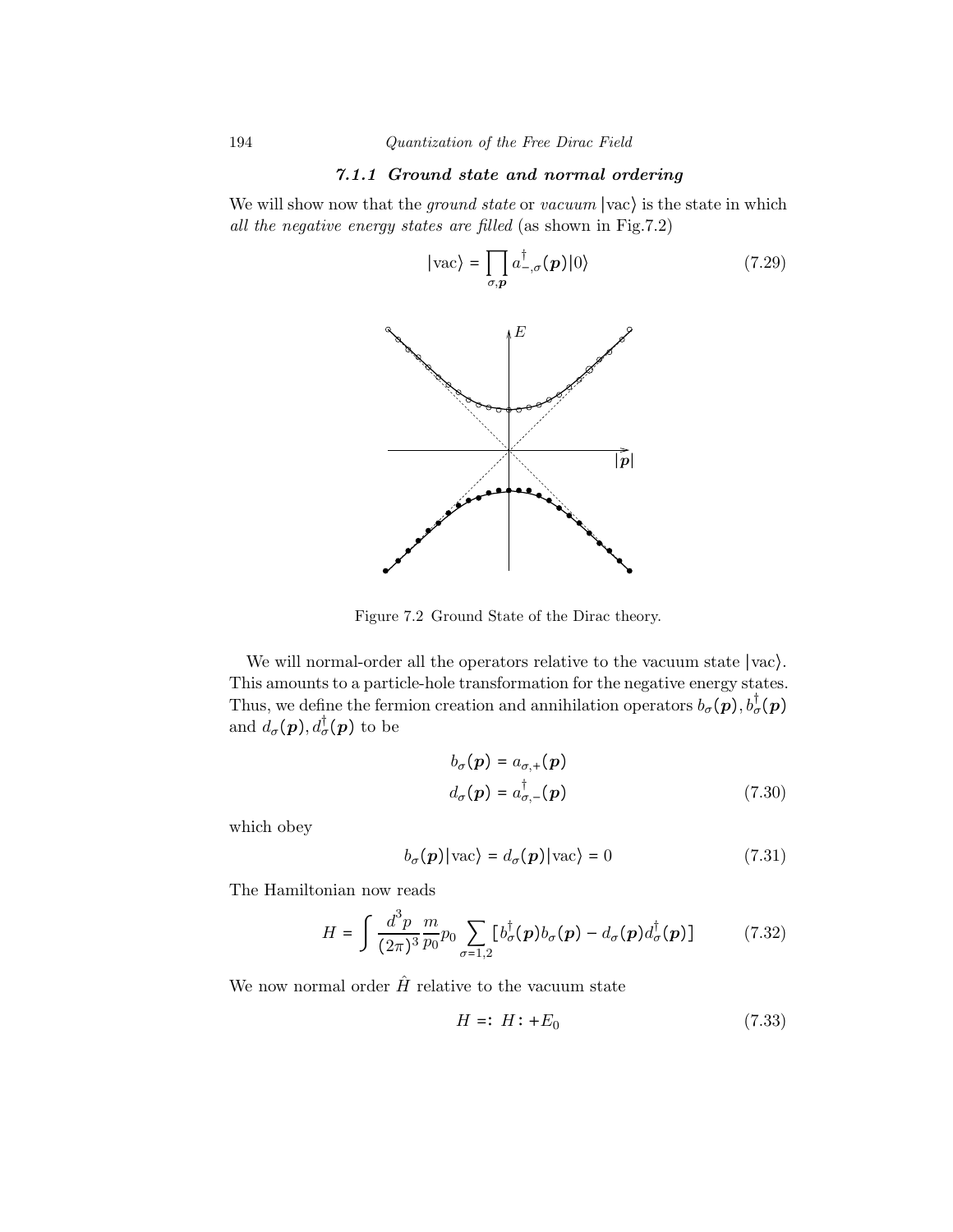### 7.1.1 Ground state and normal ordering

We will show now that the *ground state* or *vacuum* $|\text{vac}\rangle$ is the state in which *all the negative energy states are filled* (as shown in Fig.7.2)

$$|\text{vac}\rangle = \prod_{\sigma,\boldsymbol{p}} a^{\dagger}_{-,\sigma}(\boldsymbol{p})|0\rangle \tag{7.29}$$

Figure 7.2 Ground State of the Dirac theory.

We will normal-order all the operators relative to the vacuum state $|\text{vac}\rangle$. This amounts to a particle-hole transformation for the negative energy states. Thus, we define the fermion creation and annihilation operators $b_\sigma(\boldsymbol{p}), b^\dagger_\sigma(\boldsymbol{p})$ and $d_\sigma(\boldsymbol{p}), d^\dagger_\sigma(\boldsymbol{p})$ to be

$$\begin{aligned} b_\sigma(\boldsymbol{p}) &= a_{\sigma,+}(\boldsymbol{p}) \\ d_\sigma(\boldsymbol{p}) &= a^{\dagger}_{\sigma,-}(\boldsymbol{p}) \end{aligned} \tag{7.30}$$

which obey

$$b_\sigma(\boldsymbol{p})|\text{vac}\rangle = d_\sigma(\boldsymbol{p})|\text{vac}\rangle = 0 \tag{7.31}$$

The Hamiltonian now reads

$$H = \int \frac{d^3p}{(2\pi)^3}\frac{m}{p_0}p_0 \sum_{\sigma=1,2}\left[b^\dagger_\sigma(\boldsymbol{p})b_\sigma(\boldsymbol{p}) - d_\sigma(\boldsymbol{p})d^\dagger_\sigma(\boldsymbol{p})\right] \tag{7.32}$$

We now normal order $\hat{H}$ relative to the vacuum state

$$H =: H : + E_0 \tag{7.33}$$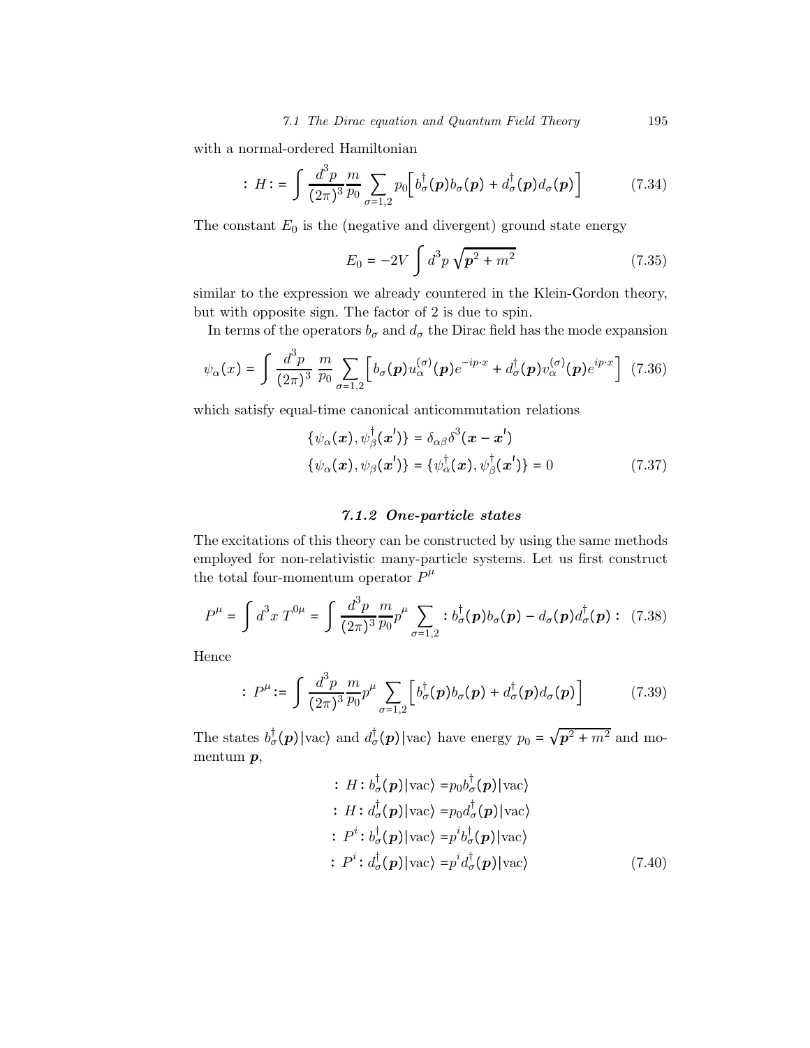with a normal-ordered Hamiltonian

$$
: H := \int \frac{d^3p}{(2\pi)^3} \frac{m}{p_0} \sum_{\sigma=1,2} p_0 \Big[ b_\sigma^\dagger(\boldsymbol{p}) b_\sigma(\boldsymbol{p}) + d_\sigma^\dagger(\boldsymbol{p}) d_\sigma(\boldsymbol{p}) \Big] \tag{7.34}
$$

The constant $E_0$ is the (negative and divergent) ground state energy

$$
E_0 = -2V \int d^3p \, \sqrt{\boldsymbol{p}^2 + m^2} \tag{7.35}
$$

similar to the expression we already countered in the Klein-Gordon theory, but with opposite sign. The factor of 2 is due to spin.

In terms of the operators $b_\sigma$ and $d_\sigma$ the Dirac field has the mode expansion

$$
\psi_\alpha(x) = \int \frac{d^3p}{(2\pi)^3} \, \frac{m}{p_0} \sum_{\sigma=1,2} \Big[ b_\sigma(\boldsymbol{p}) u_\alpha^{(\sigma)}(\boldsymbol{p}) e^{-ip\cdot x} + d_\sigma^\dagger(\boldsymbol{p}) v_\alpha^{(\sigma)}(\boldsymbol{p}) e^{ip\cdot x} \Big] \tag{7.36}
$$

which satisfy equal-time canonical anticommutation relations

$$
\begin{aligned}
\{\psi_\alpha(\boldsymbol{x}), \psi_\beta^\dagger(\boldsymbol{x}')\} &= \delta_{\alpha\beta} \delta^3(\boldsymbol{x} - \boldsymbol{x}') \\
\{\psi_\alpha(\boldsymbol{x}), \psi_\beta(\boldsymbol{x}')\} &= \{\psi_\alpha^\dagger(\boldsymbol{x}), \psi_\beta^\dagger(\boldsymbol{x}')\} = 0
\end{aligned} \tag{7.37}
$$

### *7.1.2 One-particle states*

The excitations of this theory can be constructed by using the same methods employed for non-relativistic many-particle systems. Let us first construct the total four-momentum operator $P^\mu$

$$
P^\mu = \int d^3x \; T^{0\mu} = \int \frac{d^3p}{(2\pi)^3} \frac{m}{p_0} p^\mu \sum_{\sigma=1,2} : b_\sigma^\dagger(\boldsymbol{p}) b_\sigma(\boldsymbol{p}) - d_\sigma(\boldsymbol{p}) d_\sigma^\dagger(\boldsymbol{p}) : \tag{7.38}
$$

Hence

$$
: P^\mu := \int \frac{d^3p}{(2\pi)^3} \frac{m}{p_0} p^\mu \sum_{\sigma=1,2} \Big[ b_\sigma^\dagger(\boldsymbol{p}) b_\sigma(\boldsymbol{p}) + d_\sigma^\dagger(\boldsymbol{p}) d_\sigma(\boldsymbol{p}) \Big] \tag{7.39}
$$

The states $b_\sigma^\dagger(\boldsymbol{p})|\text{vac}\rangle$ and $d_\sigma^\dagger(\boldsymbol{p})|\text{vac}\rangle$ have energy $p_0 = \sqrt{\boldsymbol{p}^2 + m^2}$ and momentum $\boldsymbol{p}$,

$$
\begin{aligned}
: H : b_\sigma^\dagger(\boldsymbol{p})|\text{vac}\rangle &= p_0 b_\sigma^\dagger(\boldsymbol{p})|\text{vac}\rangle \\
: H : d_\sigma^\dagger(\boldsymbol{p})|\text{vac}\rangle &= p_0 d_\sigma^\dagger(\boldsymbol{p})|\text{vac}\rangle \\
: P^i : b_\sigma^\dagger(\boldsymbol{p})|\text{vac}\rangle &= p^i b_\sigma^\dagger(\boldsymbol{p})|\text{vac}\rangle \\
: P^i : d_\sigma^\dagger(\boldsymbol{p})|\text{vac}\rangle &= p^i d_\sigma^\dagger(\boldsymbol{p})|\text{vac}\rangle
\end{aligned} \tag{7.40}
$$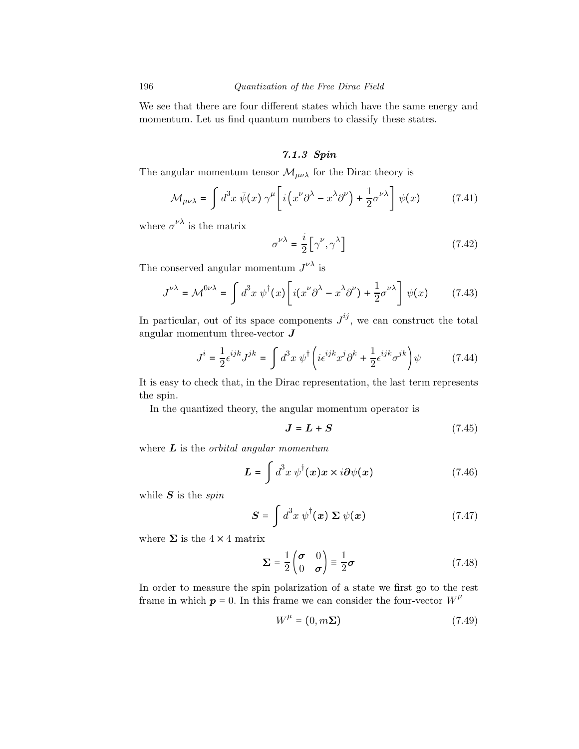We see that there are four different states which have the same energy and momentum. Let us find quantum numbers to classify these states.

### *7.1.3 Spin*

The angular momentum tensor $\mathcal{M}_{\mu\nu\lambda}$ for the Dirac theory is

$$\mathcal{M}_{\mu\nu\lambda} = \int d^3x \; \bar{\psi}(x)\, \gamma^\mu \left[ i\left(x^\nu \partial^\lambda - x^\lambda \partial^\nu\right) + \frac{1}{2}\sigma^{\nu\lambda} \right] \psi(x) \tag{7.41}$$

where $\sigma^{\nu\lambda}$ is the matrix

$$\sigma^{\nu\lambda} = \frac{i}{2}\left[\gamma^\nu, \gamma^\lambda\right] \tag{7.42}$$

The conserved angular momentum $J^{\nu\lambda}$ is

$$J^{\nu\lambda} = \mathcal{M}^{0\nu\lambda} = \int d^3x \; \psi^\dagger(x) \left[ i(x^\nu \partial^\lambda - x^\lambda \partial^\nu) + \frac{1}{2}\sigma^{\nu\lambda} \right] \psi(x) \tag{7.43}$$

In particular, out of its space components $J^{ij}$, we can construct the total angular momentum three-vector $\boldsymbol{J}$

$$J^i = \frac{1}{2}\epsilon^{ijk} J^{jk} = \int d^3x \; \psi^\dagger \left( i\epsilon^{ijk} x^j \partial^k + \frac{1}{2}\epsilon^{ijk}\sigma^{jk} \right) \psi \tag{7.44}$$

It is easy to check that, in the Dirac representation, the last term represents the spin.

In the quantized theory, the angular momentum operator is

$$\boldsymbol{J} = \boldsymbol{L} + \boldsymbol{S} \tag{7.45}$$

where $\boldsymbol{L}$ is the *orbital angular momentum*

$$\boldsymbol{L} = \int d^3x \; \psi^\dagger(\boldsymbol{x}) \boldsymbol{x} \times i\boldsymbol{\partial} \psi(\boldsymbol{x}) \tag{7.46}$$

while $\boldsymbol{S}$ is the *spin*

$$\boldsymbol{S} = \int d^3x \; \psi^\dagger(\boldsymbol{x}) \; \boldsymbol{\Sigma} \; \psi(\boldsymbol{x}) \tag{7.47}$$

where $\boldsymbol{\Sigma}$ is the $4 \times 4$ matrix

$$\boldsymbol{\Sigma} = \frac{1}{2}\begin{pmatrix} \boldsymbol{\sigma} & 0 \\ 0 & \boldsymbol{\sigma} \end{pmatrix} \equiv \frac{1}{2}\boldsymbol{\sigma} \tag{7.48}$$

In order to measure the spin polarization of a state we first go to the rest frame in which $\boldsymbol{p} = 0$. In this frame we can consider the four-vector $W^\mu$

$$W^\mu = (0, m\boldsymbol{\Sigma}) \tag{7.49}$$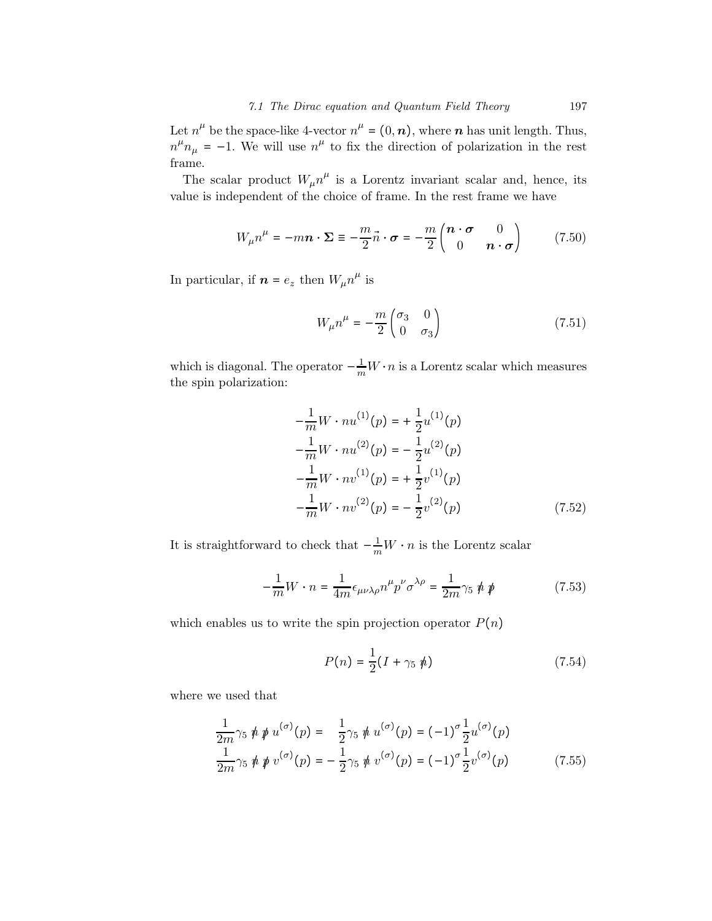Let $n^\mu$ be the space-like 4-vector $n^\mu = (0, \boldsymbol{n})$, where $\boldsymbol{n}$ has unit length. Thus, $n^\mu n_\mu = -1$. We will use $n^\mu$ to fix the direction of polarization in the rest frame.

The scalar product $W_\mu n^\mu$ is a Lorentz invariant scalar and, hence, its value is independent of the choice of frame. In the rest frame we have

$$W_\mu n^\mu = -m\boldsymbol{n} \cdot \boldsymbol{\Sigma} \equiv -\frac{m}{2}\vec{n} \cdot \boldsymbol{\sigma} = -\frac{m}{2}\begin{pmatrix} \boldsymbol{n} \cdot \boldsymbol{\sigma} & 0 \\ 0 & \boldsymbol{n} \cdot \boldsymbol{\sigma} \end{pmatrix} \tag{7.50}$$

In particular, if $\boldsymbol{n} = e_z$ then $W_\mu n^\mu$ is

$$W_\mu n^\mu = -\frac{m}{2}\begin{pmatrix} \sigma_3 & 0 \\ 0 & \sigma_3 \end{pmatrix} \tag{7.51}$$

which is diagonal. The operator $-\frac{1}{m}W \cdot n$ is a Lorentz scalar which measures the spin polarization:

$$\begin{aligned}
-\frac{1}{m}W \cdot n u^{(1)}(p) &= +\frac{1}{2}u^{(1)}(p) \\
-\frac{1}{m}W \cdot n u^{(2)}(p) &= -\frac{1}{2}u^{(2)}(p) \\
-\frac{1}{m}W \cdot n v^{(1)}(p) &= +\frac{1}{2}v^{(1)}(p) \\
-\frac{1}{m}W \cdot n v^{(2)}(p) &= -\frac{1}{2}v^{(2)}(p)
\end{aligned} \tag{7.52}$$

It is straightforward to check that $-\frac{1}{m}W \cdot n$ is the Lorentz scalar

$$-\frac{1}{m}W \cdot n = \frac{1}{4m}\epsilon_{\mu\nu\lambda\rho}n^\mu p^\nu \sigma^{\lambda\rho} = \frac{1}{2m}\gamma_5 \not{n} \not{p} \tag{7.53}$$

which enables us to write the spin projection operator $P(n)$

$$P(n) = \frac{1}{2}(I + \gamma_5 \not{n}) \tag{7.54}$$

where we used that

$$\begin{aligned}
\frac{1}{2m}\gamma_5 \not{n} \not{p} \, u^{(\sigma)}(p) &= \quad \frac{1}{2}\gamma_5 \not{n} \, u^{(\sigma)}(p) = (-1)^\sigma \frac{1}{2}u^{(\sigma)}(p) \\
\frac{1}{2m}\gamma_5 \not{n} \not{p} \, v^{(\sigma)}(p) &= -\frac{1}{2}\gamma_5 \not{n} \, v^{(\sigma)}(p) = (-1)^\sigma \frac{1}{2}v^{(\sigma)}(p)
\end{aligned} \tag{7.55}$$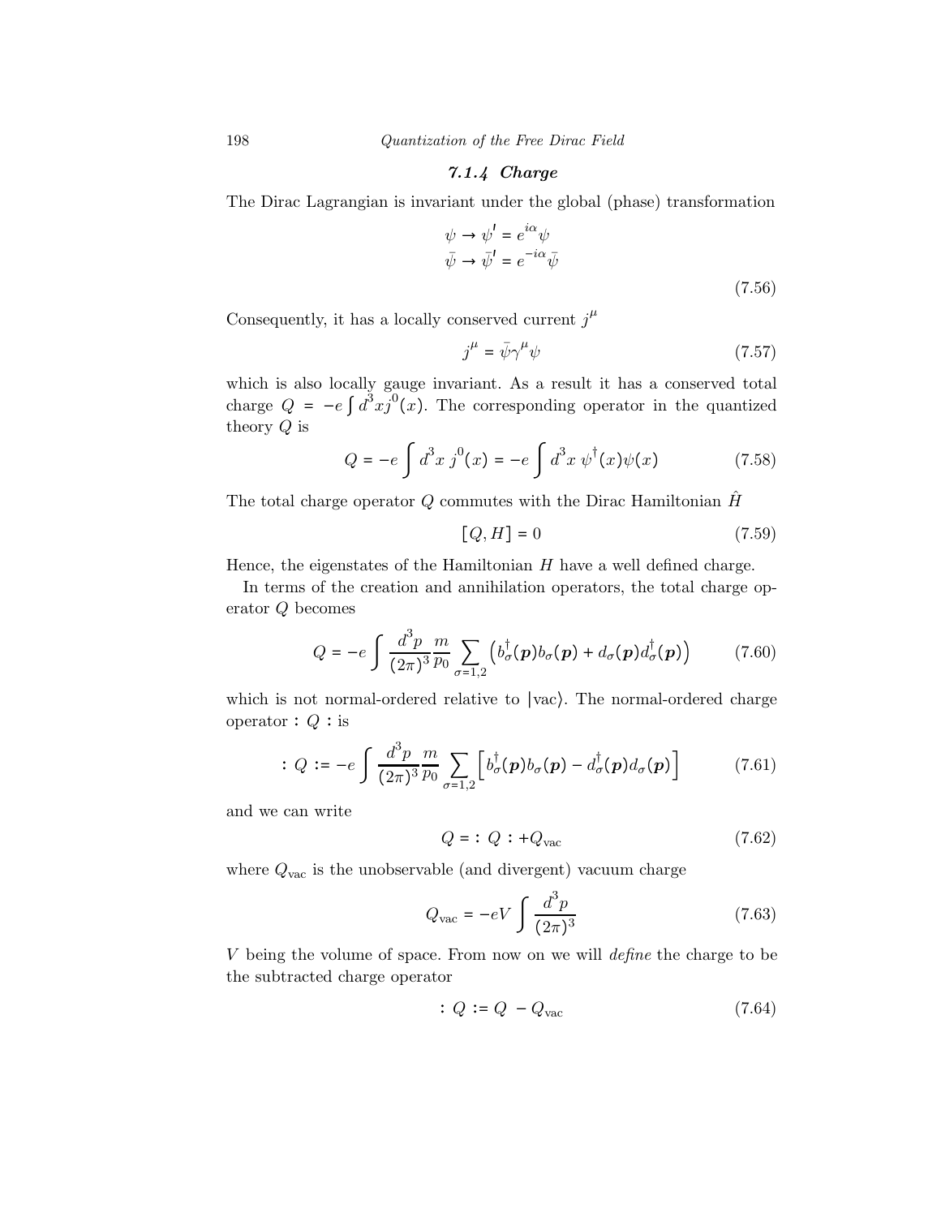### 7.1.4 Charge

The Dirac Lagrangian is invariant under the global (phase) transformation

$$
\begin{aligned}
\psi &\to \psi' = e^{i\alpha}\psi \\
\bar{\psi} &\to \bar{\psi}' = e^{-i\alpha}\bar{\psi}
\end{aligned}
\tag{7.56}
$$

Consequently, it has a locally conserved current $j^\mu$

$$
j^\mu = \bar{\psi}\gamma^\mu\psi \tag{7.57}
$$

which is also locally gauge invariant. As a result it has a conserved total charge $Q = -e\int d^3x j^0(x)$. The corresponding operator in the quantized theory $Q$ is

$$
Q = -e\int d^3x\, j^0(x) = -e\int d^3x\, \psi^\dagger(x)\psi(x) \tag{7.58}
$$

The total charge operator $Q$ commutes with the Dirac Hamiltonian $\hat{H}$

$$
[Q, H] = 0 \tag{7.59}
$$

Hence, the eigenstates of the Hamiltonian $H$ have a well defined charge.

In terms of the creation and annihilation operators, the total charge operator $Q$ becomes

$$
Q = -e\int \frac{d^3p}{(2\pi)^3}\frac{m}{p_0}\sum_{\sigma=1,2}\left(b_\sigma^\dagger(\boldsymbol{p})b_\sigma(\boldsymbol{p}) + d_\sigma(\boldsymbol{p})d_\sigma^\dagger(\boldsymbol{p})\right) \tag{7.60}
$$

which is not normal-ordered relative to $|\text{vac}\rangle$. The normal-ordered charge operator $:Q:$ is

$$
:Q: = -e\int \frac{d^3p}{(2\pi)^3}\frac{m}{p_0}\sum_{\sigma=1,2}\left[b_\sigma^\dagger(\boldsymbol{p})b_\sigma(\boldsymbol{p}) - d_\sigma^\dagger(\boldsymbol{p})d_\sigma(\boldsymbol{p})\right] \tag{7.61}
$$

and we can write

$$
Q = :Q: + Q_{\text{vac}} \tag{7.62}
$$

where $Q_{\text{vac}}$ is the unobservable (and divergent) vacuum charge

$$
Q_{\text{vac}} = -eV\int \frac{d^3p}{(2\pi)^3} \tag{7.63}
$$

$V$ being the volume of space. From now on we will *define* the charge to be the subtracted charge operator

$$
:Q: = Q - Q_{\text{vac}} \tag{7.64}
$$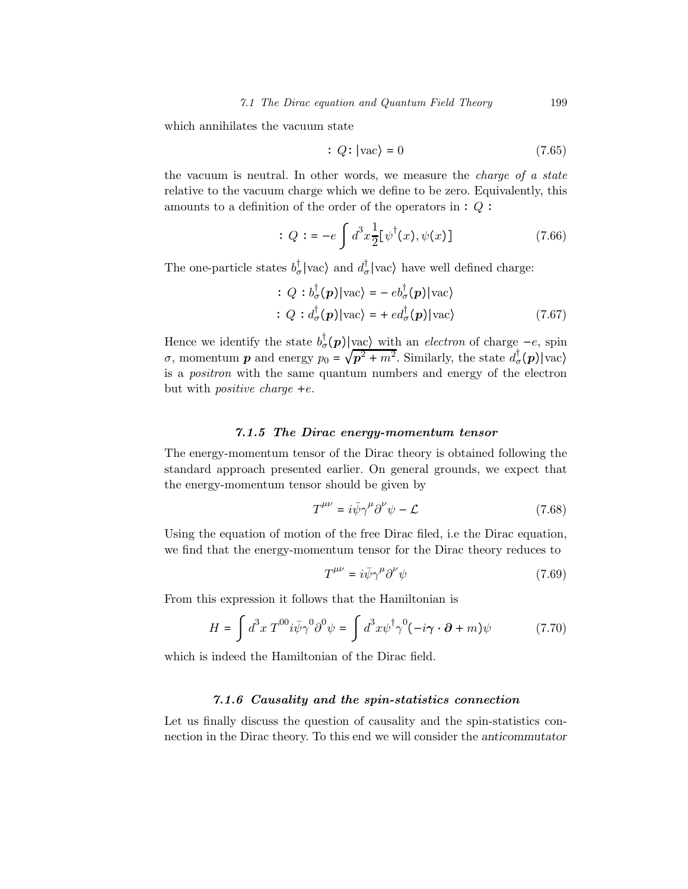which annihilates the vacuum state

$$: Q : |\text{vac}\rangle = 0 \tag{7.65}$$

the vacuum is neutral. In other words, we measure the *charge of a state* relative to the vacuum charge which we define to be zero. Equivalently, this amounts to a definition of the order of the operators in $: Q :$

$$: Q : = -e \int d^3x \frac{1}{2} [\psi^\dagger(x), \psi(x)] \tag{7.66}$$

The one-particle states $b^\dagger_\sigma |\text{vac}\rangle$ and $d^\dagger_\sigma |\text{vac}\rangle$ have well defined charge:

$$\begin{aligned} : Q : b^\dagger_\sigma(\boldsymbol{p}) |\text{vac}\rangle &= -\, e b^\dagger_\sigma(\boldsymbol{p}) |\text{vac}\rangle \\ : Q : d^\dagger_\sigma(\boldsymbol{p}) |\text{vac}\rangle &= +\, e d^\dagger_\sigma(\boldsymbol{p}) |\text{vac}\rangle \end{aligned} \tag{7.67}$$

Hence we identify the state $b^\dagger_\sigma(\boldsymbol{p})|\text{vac}\rangle$ with an *electron* of charge $-e$, spin $\sigma$, momentum $\boldsymbol{p}$ and energy $p_0 = \sqrt{\boldsymbol{p}^2 + m^2}$. Similarly, the state $d^\dagger_\sigma(\boldsymbol{p})|\text{vac}\rangle$ is a *positron* with the same quantum numbers and energy of the electron but with *positive charge* $+e$.

### 7.1.5 The Dirac energy-momentum tensor

The energy-momentum tensor of the Dirac theory is obtained following the standard approach presented earlier. On general grounds, we expect that the energy-momentum tensor should be given by

$$T^{\mu\nu} = i\bar{\psi}\gamma^\mu \partial^\nu \psi - \mathcal{L} \tag{7.68}$$

Using the equation of motion of the free Dirac filed, i.e the Dirac equation, we find that the energy-momentum tensor for the Dirac theory reduces to

$$T^{\mu\nu} = i\bar{\psi}\gamma^\mu \partial^\nu \psi \tag{7.69}$$

From this expression it follows that the Hamiltonian is

$$H = \int d^3x \, T^{00} i\bar{\psi}\gamma^0 \partial^0 \psi = \int d^3x \psi^\dagger \gamma^0 (-i\boldsymbol{\gamma} \cdot \boldsymbol{\partial} + m)\psi \tag{7.70}$$

which is indeed the Hamiltonian of the Dirac field.

### 7.1.6 Causality and the spin-statistics connection

Let us finally discuss the question of causality and the spin-statistics connection in the Dirac theory. To this end we will consider the *anticommutator*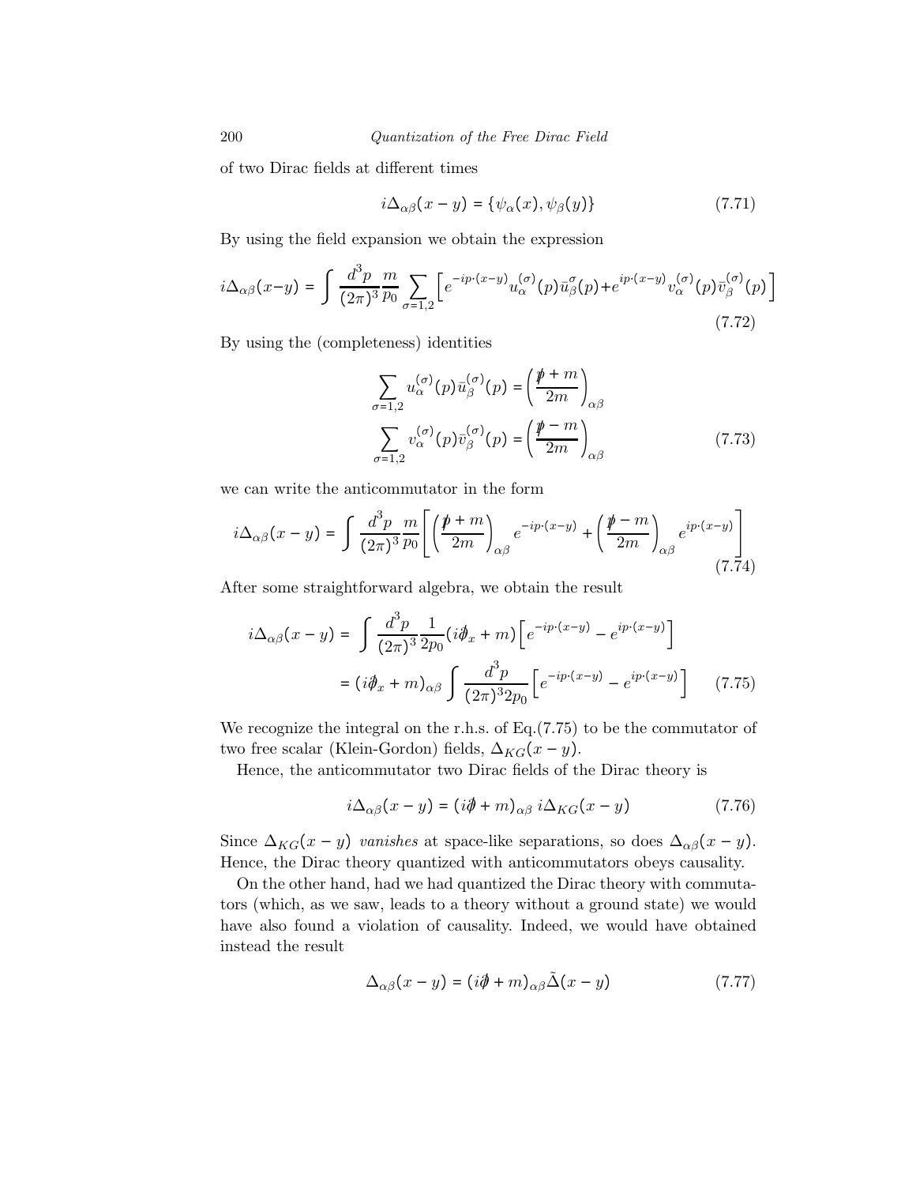of two Dirac fields at different times

$$i\Delta_{\alpha\beta}(x-y) = \{\psi_\alpha(x), \psi_\beta(y)\} \tag{7.71}$$

By using the field expansion we obtain the expression

$$i\Delta_{\alpha\beta}(x-y) = \int \frac{d^3p}{(2\pi)^3} \frac{m}{p_0} \sum_{\sigma=1,2} \left[ e^{-ip\cdot(x-y)} u_\alpha^{(\sigma)}(p) \bar{u}_\beta^{\sigma}(p) + e^{ip\cdot(x-y)} v_\alpha^{(\sigma)}(p) \bar{v}_\beta^{(\sigma)}(p) \right] \tag{7.72}$$

By using the (completeness) identities

$$\begin{aligned} \sum_{\sigma=1,2} u_\alpha^{(\sigma)}(p) \bar{u}_\beta^{(\sigma)}(p) &= \left( \frac{\not{p} + m}{2m} \right)_{\alpha\beta} \\ \sum_{\sigma=1,2} v_\alpha^{(\sigma)}(p) \bar{v}_\beta^{(\sigma)}(p) &= \left( \frac{\not{p} - m}{2m} \right)_{\alpha\beta} \end{aligned} \tag{7.73}$$

we can write the anticommutator in the form

$$i\Delta_{\alpha\beta}(x-y) = \int \frac{d^3p}{(2\pi)^3} \frac{m}{p_0} \left[ \left( \frac{\not{p} + m}{2m} \right)_{\alpha\beta} e^{-ip\cdot(x-y)} + \left( \frac{\not{p} - m}{2m} \right)_{\alpha\beta} e^{ip\cdot(x-y)} \right] \tag{7.74}$$

After some straightforward algebra, we obtain the result

$$\begin{aligned} i\Delta_{\alpha\beta}(x-y) &= \int \frac{d^3p}{(2\pi)^3} \frac{1}{2p_0} (i\not{\partial}_x + m) \left[ e^{-ip\cdot(x-y)} - e^{ip\cdot(x-y)} \right] \\ &= (i\not{\partial}_x + m)_{\alpha\beta} \int \frac{d^3p}{(2\pi)^3 2p_0} \left[ e^{-ip\cdot(x-y)} - e^{ip\cdot(x-y)} \right] \end{aligned} \tag{7.75}$$

We recognize the integral on the r.h.s. of Eq.(7.75) to be the commutator of two free scalar (Klein-Gordon) fields, $\Delta_{KG}(x-y)$.

Hence, the anticommutator two Dirac fields of the Dirac theory is

$$i\Delta_{\alpha\beta}(x-y) = (i\not{\partial} + m)_{\alpha\beta} \; i\Delta_{KG}(x-y) \tag{7.76}$$

Since $\Delta_{KG}(x-y)$ *vanishes* at space-like separations, so does $\Delta_{\alpha\beta}(x-y)$. Hence, the Dirac theory quantized with anticommutators obeys causality.

On the other hand, had we had quantized the Dirac theory with commutators (which, as we saw, leads to a theory without a ground state) we would have also found a violation of causality. Indeed, we would have obtained instead the result

$$\Delta_{\alpha\beta}(x-y) = (i\not{\partial} + m)_{\alpha\beta} \tilde{\Delta}(x-y) \tag{7.77}$$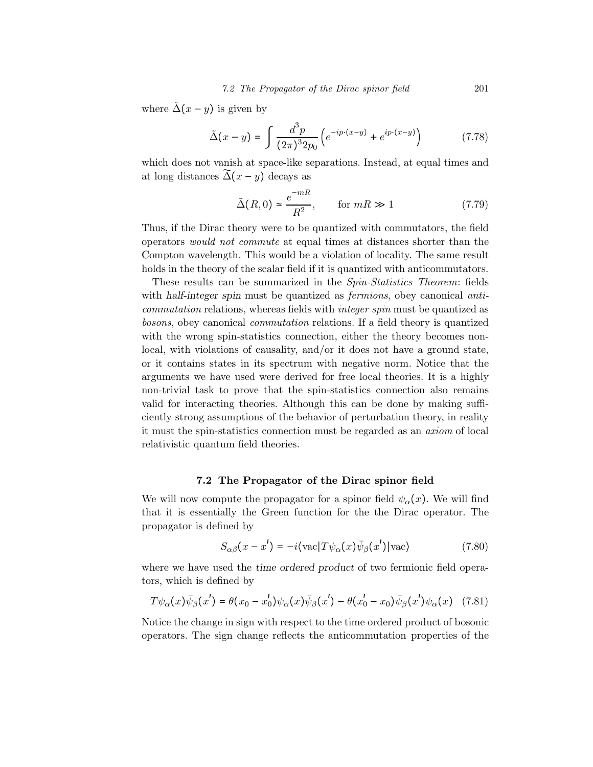where $\tilde{\Delta}(x-y)$ is given by

$$\tilde{\Delta}(x-y) = \int \frac{d^3p}{(2\pi)^3 2p_0} \left( e^{-ip\cdot(x-y)} + e^{ip\cdot(x-y)} \right) \tag{7.78}$$

which does not vanish at space-like separations. Instead, at equal times and at long distances $\widetilde{\Delta}(x-y)$ decays as

$$\tilde{\Delta}(R,0) \simeq \frac{e^{-mR}}{R^2}, \qquad \text{for } mR \gg 1 \tag{7.79}$$

Thus, if the Dirac theory were to be quantized with commutators, the field operators *would not commute* at equal times at distances shorter than the Compton wavelength. This would be a violation of locality. The same result holds in the theory of the scalar field if it is quantized with anticommutators.

These results can be summarized in the *Spin-Statistics Theorem*: fields with *half-integer spin* must be quantized as *fermions*, obey canonical *anti-commutation* relations, whereas fields with *integer spin* must be quantized as *bosons*, obey canonical *commutation* relations. If a field theory is quantized with the wrong spin-statistics connection, either the theory becomes non-local, with violations of causality, and/or it does not have a ground state, or it contains states in its spectrum with negative norm. Notice that the arguments we have used were derived for free local theories. It is a highly non-trivial task to prove that the spin-statistics connection also remains valid for interacting theories. Although this can be done by making sufficiently strong assumptions of the behavior of perturbation theory, in reality it must the spin-statistics connection must be regarded as an *axiom* of local relativistic quantum field theories.

## 7.2 The Propagator of the Dirac spinor field

We will now compute the propagator for a spinor field $\psi_\alpha(x)$. We will find that it is essentially the Green function for the the Dirac operator. The propagator is defined by

$$S_{\alpha\beta}(x-x') = -i\langle \text{vac}|T\psi_\alpha(x)\bar{\psi}_\beta(x')|\text{vac}\rangle \tag{7.80}$$

where we have used the *time ordered product* of two fermionic field operators, which is defined by

$$T\psi_\alpha(x)\bar{\psi}_\beta(x') = \theta(x_0 - x_0')\psi_\alpha(x)\bar{\psi}_\beta(x') - \theta(x_0' - x_0)\bar{\psi}_\beta(x')\psi_\alpha(x) \tag{7.81}$$

Notice the change in sign with respect to the time ordered product of bosonic operators. The sign change reflects the anticommutation properties of the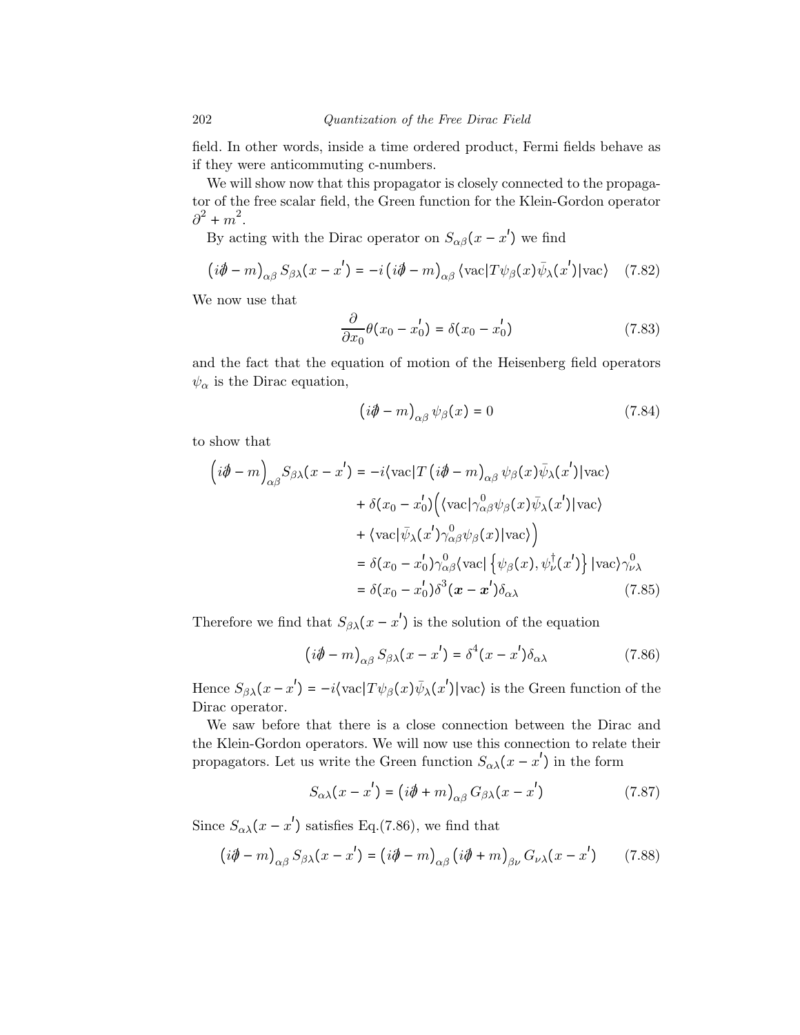field. In other words, inside a time ordered product, Fermi fields behave as if they were anticommuting c-numbers.

We will show now that this propagator is closely connected to the propagator of the free scalar field, the Green function for the Klein-Gordon operator $\partial^2 + m^2$.

By acting with the Dirac operator on $S_{\alpha\beta}(x - x')$ we find

$$
\left(i\partial\!\!\!/ - m\right)_{\alpha\beta} S_{\beta\lambda}(x - x') = -i\left(i\partial\!\!\!/ - m\right)_{\alpha\beta} \langle \text{vac}|T\psi_\beta(x)\bar{\psi}_\lambda(x')|\text{vac}\rangle \tag{7.82}
$$

We now use that

$$
\frac{\partial}{\partial x_0}\theta(x_0 - x_0') = \delta(x_0 - x_0') \tag{7.83}
$$

and the fact that the equation of motion of the Heisenberg field operators $\psi_\alpha$ is the Dirac equation,

$$
\left(i\partial\!\!\!/ - m\right)_{\alpha\beta}\psi_\beta(x) = 0 \tag{7.84}
$$

to show that

$$
\begin{aligned}
\left(i\partial\!\!\!/ - m\right)_{\alpha\beta} S_{\beta\lambda}(x - x') &= -i\langle \text{vac}|T\left(i\partial\!\!\!/ - m\right)_{\alpha\beta}\psi_\beta(x)\bar{\psi}_\lambda(x')|\text{vac}\rangle \\
&\quad + \delta(x_0 - x_0')\Big(\langle \text{vac}|\gamma^0_{\alpha\beta}\psi_\beta(x)\bar{\psi}_\lambda(x')|\text{vac}\rangle \\
&\quad + \langle \text{vac}|\bar{\psi}_\lambda(x')\gamma^0_{\alpha\beta}\psi_\beta(x)|\text{vac}\rangle\Big) \\
&= \delta(x_0 - x_0')\gamma^0_{\alpha\beta}\langle \text{vac}|\left\{\psi_\beta(x), \psi^\dagger_\nu(x')\right\}|\text{vac}\rangle\gamma^0_{\nu\lambda} \\
&= \delta(x_0 - x_0')\delta^3(\boldsymbol{x} - \boldsymbol{x}')\delta_{\alpha\lambda}
\end{aligned} \tag{7.85}
$$

Therefore we find that $S_{\beta\lambda}(x - x')$ is the solution of the equation

$$
\left(i\partial\!\!\!/ - m\right)_{\alpha\beta} S_{\beta\lambda}(x - x') = \delta^4(x - x')\delta_{\alpha\lambda} \tag{7.86}
$$

Hence $S_{\beta\lambda}(x - x') = -i\langle \text{vac}|T\psi_\beta(x)\bar{\psi}_\lambda(x')|\text{vac}\rangle$ is the Green function of the Dirac operator.

We saw before that there is a close connection between the Dirac and the Klein-Gordon operators. We will now use this connection to relate their propagators. Let us write the Green function $S_{\alpha\lambda}(x - x')$ in the form

$$
S_{\alpha\lambda}(x - x') = \left(i\partial\!\!\!/ + m\right)_{\alpha\beta} G_{\beta\lambda}(x - x') \tag{7.87}
$$

Since $S_{\alpha\lambda}(x - x')$ satisfies Eq.(7.86), we find that

$$
\left(i\partial\!\!\!/ - m\right)_{\alpha\beta} S_{\beta\lambda}(x - x') = \left(i\partial\!\!\!/ - m\right)_{\alpha\beta}\left(i\partial\!\!\!/ + m\right)_{\beta\nu} G_{\nu\lambda}(x - x') \tag{7.88}
$$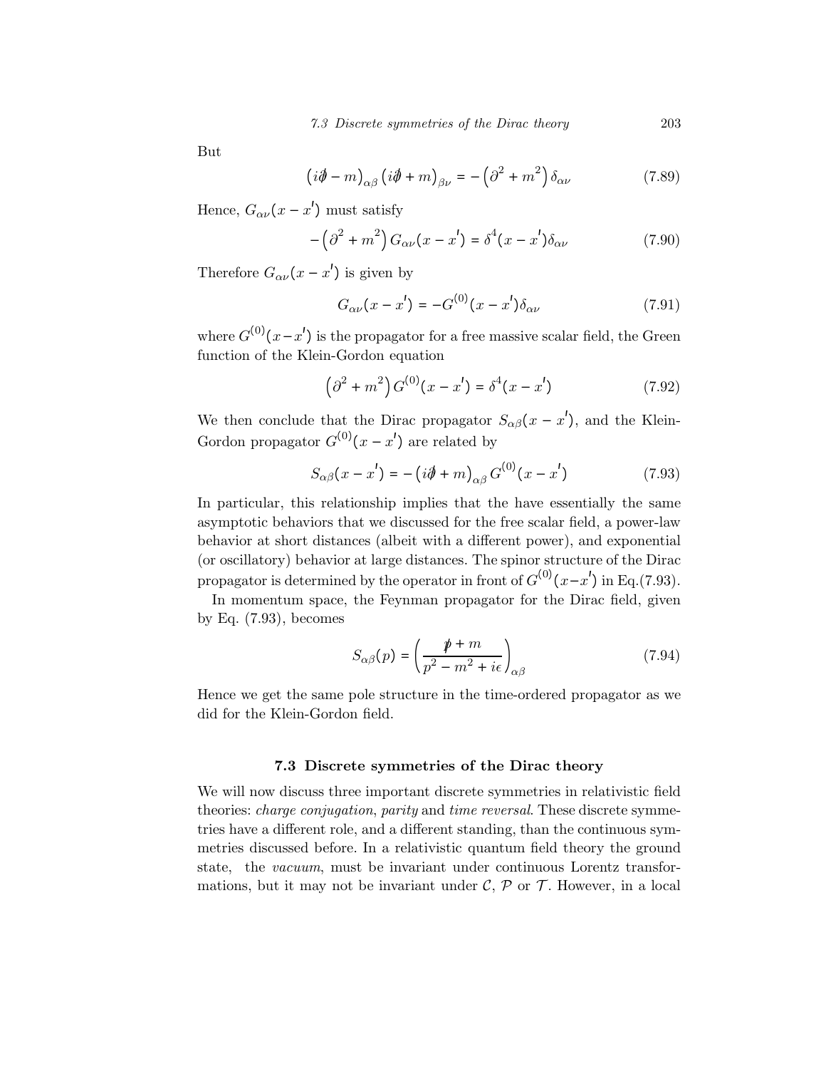But

$$\left(i\partial\!\!\!/ - m\right)_{\alpha\beta}\left(i\partial\!\!\!/ + m\right)_{\beta\nu} = -\left(\partial^2 + m^2\right)\delta_{\alpha\nu} \tag{7.89}$$

Hence, $G_{\alpha\nu}(x - x')$ must satisfy

$$-\left(\partial^2 + m^2\right)G_{\alpha\nu}(x - x') = \delta^4(x - x')\delta_{\alpha\nu} \tag{7.90}$$

Therefore $G_{\alpha\nu}(x - x')$ is given by

$$G_{\alpha\nu}(x - x') = -G^{(0)}(x - x')\delta_{\alpha\nu} \tag{7.91}$$

where $G^{(0)}(x-x')$ is the propagator for a free massive scalar field, the Green function of the Klein-Gordon equation

$$\left(\partial^2 + m^2\right)G^{(0)}(x - x') = \delta^4(x - x') \tag{7.92}$$

We then conclude that the Dirac propagator $S_{\alpha\beta}(x - x')$, and the Klein-Gordon propagator $G^{(0)}(x - x')$ are related by

$$S_{\alpha\beta}(x - x') = -\left(i\partial\!\!\!/ + m\right)_{\alpha\beta}G^{(0)}(x - x') \tag{7.93}$$

In particular, this relationship implies that the have essentially the same asymptotic behaviors that we discussed for the free scalar field, a power-law behavior at short distances (albeit with a different power), and exponential (or oscillatory) behavior at large distances. The spinor structure of the Dirac propagator is determined by the operator in front of $G^{(0)}(x-x')$ in Eq.(7.93).

In momentum space, the Feynman propagator for the Dirac field, given by Eq. (7.93), becomes

$$S_{\alpha\beta}(p) = \left(\frac{p\!\!\!/ + m}{p^2 - m^2 + i\epsilon}\right)_{\alpha\beta} \tag{7.94}$$

Hence we get the same pole structure in the time-ordered propagator as we did for the Klein-Gordon field.

## 7.3 Discrete symmetries of the Dirac theory

We will now discuss three important discrete symmetries in relativistic field theories: *charge conjugation*, *parity* and *time reversal*. These discrete symmetries have a different role, and a different standing, than the continuous symmetries discussed before. In a relativistic quantum field theory the ground state, the *vacuum*, must be invariant under continuous Lorentz transformations, but it may not be invariant under $\mathcal{C}$, $\mathcal{P}$ or $\mathcal{T}$. However, in a local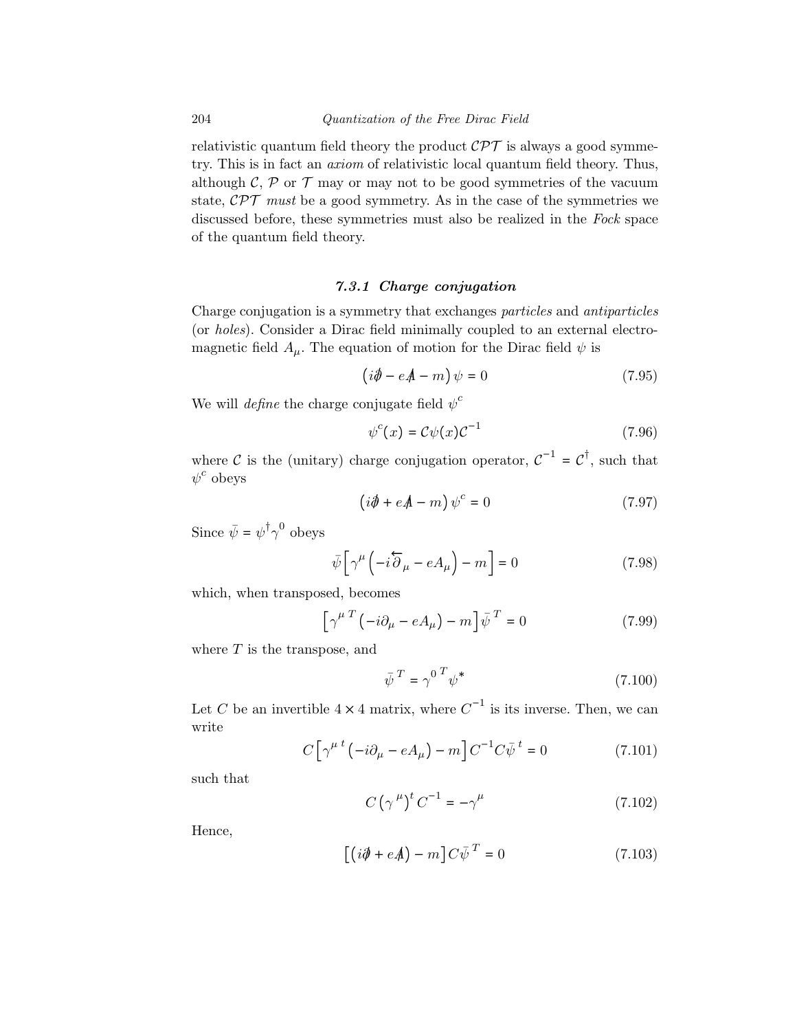relativistic quantum field theory the product $\mathcal{CPT}$ is always a good symmetry. This is in fact an *axiom* of relativistic local quantum field theory. Thus, although $\mathcal{C}$, $\mathcal{P}$ or $\mathcal{T}$ may or may not to be good symmetries of the vacuum state, $\mathcal{CPT}$ *must* be a good symmetry. As in the case of the symmetries we discussed before, these symmetries must also be realized in the *Fock* space of the quantum field theory.

### 7.3.1 Charge conjugation

Charge conjugation is a symmetry that exchanges *particles* and *antiparticles* (or *holes*). Consider a Dirac field minimally coupled to an external electromagnetic field $A_\mu$. The equation of motion for the Dirac field $\psi$ is

$$\left(i\partial\!\!\!/ - eA\!\!\!/ - m\right)\psi = 0 \tag{7.95}$$

We will *define* the charge conjugate field $\psi^c$

$$\psi^c(x) = \mathcal{C}\psi(x)\mathcal{C}^{-1} \tag{7.96}$$

where $\mathcal{C}$ is the (unitary) charge conjugation operator, $\mathcal{C}^{-1} = \mathcal{C}^\dagger$, such that $\psi^c$ obeys

$$\left(i\partial\!\!\!/ + eA\!\!\!/ - m\right)\psi^c = 0 \tag{7.97}$$

Since $\bar{\psi} = \psi^\dagger\gamma^0$ obeys

$$\bar{\psi}\left[\gamma^\mu\left(-i\overleftarrow{\partial}_\mu - eA_\mu\right) - m\right] = 0 \tag{7.98}$$

which, when transposed, becomes

$$\left[\gamma^{\mu\,T}\left(-i\partial_\mu - eA_\mu\right) - m\right]\bar{\psi}^{\,T} = 0 \tag{7.99}$$

where $T$ is the transpose, and

$$\bar{\psi}^{\,T} = \gamma^{0\,T}\psi^* \tag{7.100}$$

Let $C$ be an invertible $4\times 4$ matrix, where $C^{-1}$ is its inverse. Then, we can write

$$C\left[\gamma^{\mu\,t}\left(-i\partial_\mu - eA_\mu\right) - m\right]C^{-1}C\bar{\psi}^{\,t} = 0 \tag{7.101}$$

such that

$$C\left(\gamma^{\,\mu}\right)^t C^{-1} = -\gamma^\mu \tag{7.102}$$

Hence,

$$\left[\left(i\partial\!\!\!/ + eA\!\!\!/\right) - m\right]C\bar{\psi}^{\,T} = 0 \tag{7.103}$$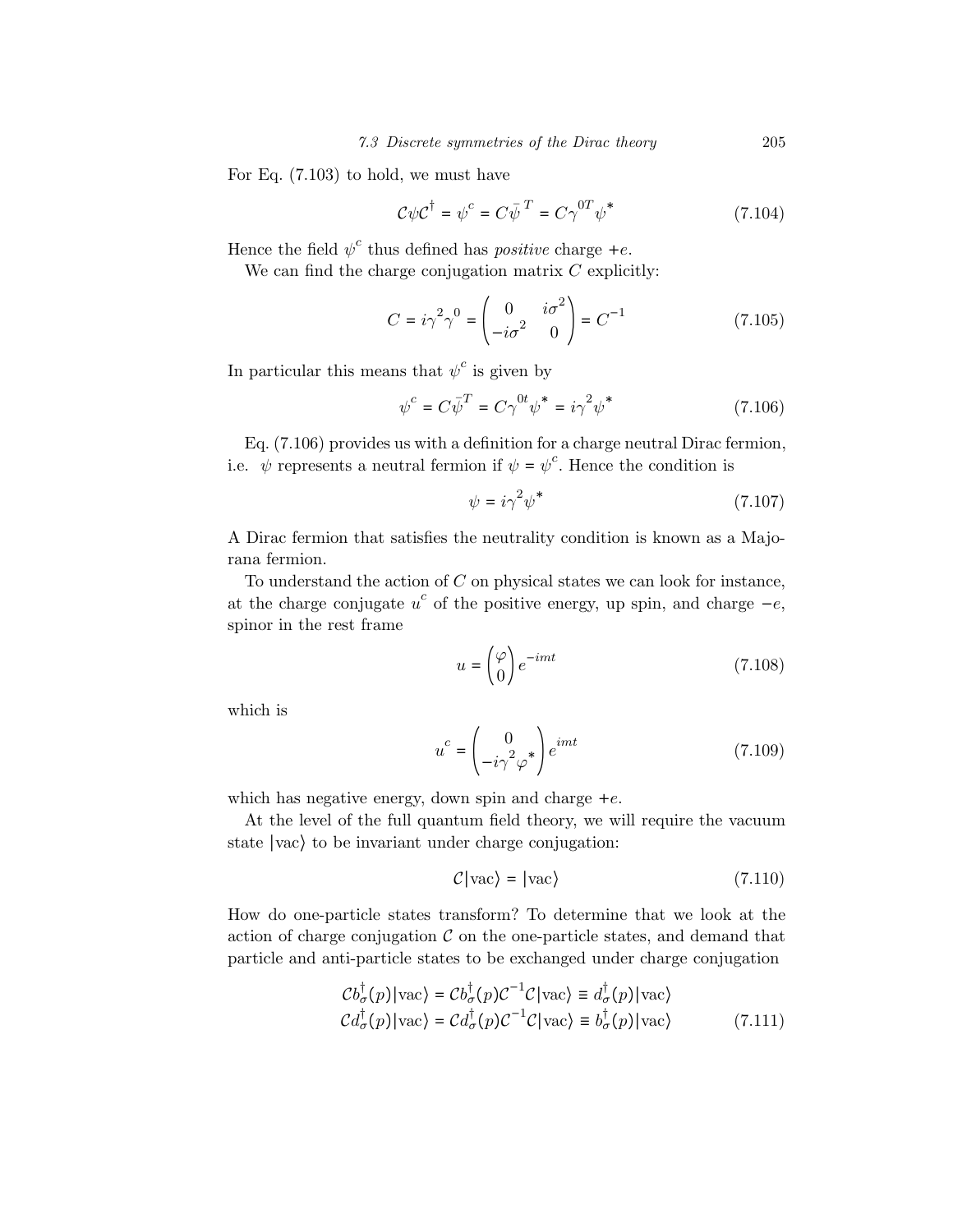For Eq. (7.103) to hold, we must have

$$\mathcal{C}\psi\mathcal{C}^{\dagger} = \psi^{c} = C\bar{\psi}^{T} = C\gamma^{0T}\psi^{*} \tag{7.104}$$

Hence the field $\psi^c$ thus defined has *positive* charge $+e$.

We can find the charge conjugation matrix $C$ explicitly:

$$C = i\gamma^2\gamma^0 = \begin{pmatrix} 0 & i\sigma^2 \\ -i\sigma^2 & 0 \end{pmatrix} = C^{-1} \tag{7.105}$$

In particular this means that $\psi^c$ is given by

$$\psi^c = C\bar{\psi}^T = C\gamma^{0t}\psi^* = i\gamma^2\psi^* \tag{7.106}$$

Eq. (7.106) provides us with a definition for a charge neutral Dirac fermion, i.e. $\psi$ represents a neutral fermion if $\psi = \psi^c$. Hence the condition is

$$\psi = i\gamma^2\psi^* \tag{7.107}$$

A Dirac fermion that satisfies the neutrality condition is known as a Majorana fermion.

To understand the action of $C$ on physical states we can look for instance, at the charge conjugate $u^c$ of the positive energy, up spin, and charge $-e$, spinor in the rest frame

$$u = \begin{pmatrix} \varphi \\ 0 \end{pmatrix} e^{-imt} \tag{7.108}$$

which is

$$u^c = \begin{pmatrix} 0 \\ -i\gamma^2\varphi^* \end{pmatrix} e^{imt} \tag{7.109}$$

which has negative energy, down spin and charge $+e$.

At the level of the full quantum field theory, we will require the vacuum state $|\text{vac}\rangle$ to be invariant under charge conjugation:

$$\mathcal{C}|\text{vac}\rangle = |\text{vac}\rangle \tag{7.110}$$

How do one-particle states transform? To determine that we look at the action of charge conjugation $\mathcal{C}$ on the one-particle states, and demand that particle and anti-particle states to be exchanged under charge conjugation

$$\begin{aligned} \mathcal{C}b_\sigma^\dagger(p)|\text{vac}\rangle &= \mathcal{C}b_\sigma^\dagger(p)\mathcal{C}^{-1}\mathcal{C}|\text{vac}\rangle \equiv d_\sigma^\dagger(p)|\text{vac}\rangle \\ \mathcal{C}d_\sigma^\dagger(p)|\text{vac}\rangle &= \mathcal{C}d_\sigma^\dagger(p)\mathcal{C}^{-1}\mathcal{C}|\text{vac}\rangle \equiv b_\sigma^\dagger(p)|\text{vac}\rangle \end{aligned} \tag{7.111}$$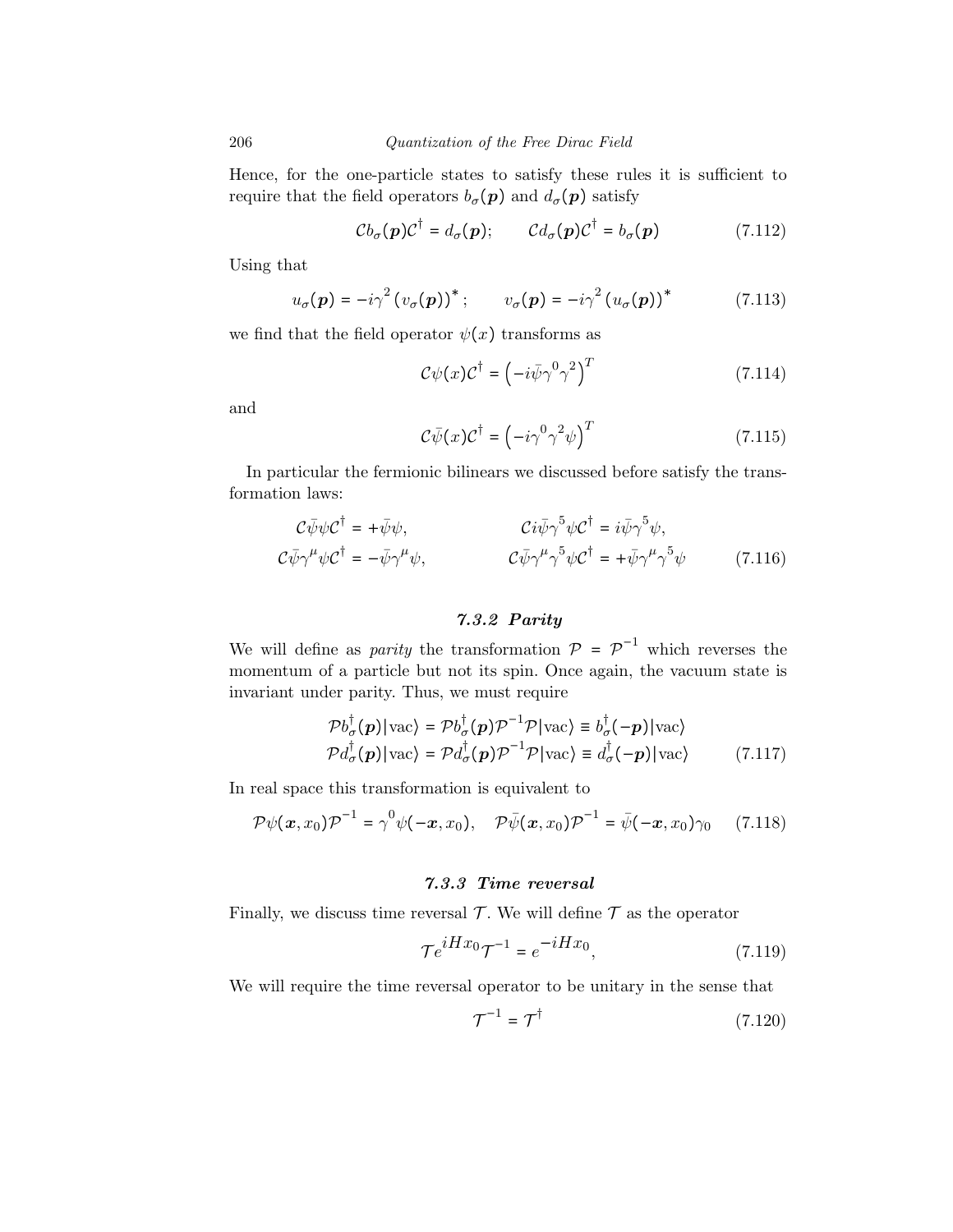Hence, for the one-particle states to satisfy these rules it is sufficient to require that the field operators $b_\sigma(\boldsymbol{p})$ and $d_\sigma(\boldsymbol{p})$ satisfy

$$\mathcal{C} b_\sigma(\boldsymbol{p}) \mathcal{C}^\dagger = d_\sigma(\boldsymbol{p}); \qquad \mathcal{C} d_\sigma(\boldsymbol{p}) \mathcal{C}^\dagger = b_\sigma(\boldsymbol{p}) \tag{7.112}$$

Using that

$$u_\sigma(\boldsymbol{p}) = -i\gamma^2 \left(v_\sigma(\boldsymbol{p})\right)^*; \qquad v_\sigma(\boldsymbol{p}) = -i\gamma^2 \left(u_\sigma(\boldsymbol{p})\right)^* \tag{7.113}$$

we find that the field operator $\psi(x)$ transforms as

$$\mathcal{C}\psi(x)\mathcal{C}^\dagger = \left(-i\bar{\psi}\gamma^0\gamma^2\right)^T \tag{7.114}$$

and

$$\mathcal{C}\bar{\psi}(x)\mathcal{C}^\dagger = \left(-i\gamma^0\gamma^2\psi\right)^T \tag{7.115}$$

In particular the fermionic bilinears we discussed before satisfy the transformation laws:

$$\begin{aligned} \mathcal{C}\bar{\psi}\psi\mathcal{C}^\dagger &= +\bar{\psi}\psi, & \mathcal{C}i\bar{\psi}\gamma^5\psi\mathcal{C}^\dagger &= i\bar{\psi}\gamma^5\psi, \\ \mathcal{C}\bar{\psi}\gamma^\mu\psi\mathcal{C}^\dagger &= -\bar{\psi}\gamma^\mu\psi, & \mathcal{C}\bar{\psi}\gamma^\mu\gamma^5\psi\mathcal{C}^\dagger &= +\bar{\psi}\gamma^\mu\gamma^5\psi \end{aligned} \tag{7.116}$$

### 7.3.2 Parity

We will define as *parity* the transformation $\mathcal{P} = \mathcal{P}^{-1}$ which reverses the momentum of a particle but not its spin. Once again, the vacuum state is invariant under parity. Thus, we must require

$$\begin{aligned} \mathcal{P} b_\sigma^\dagger(\boldsymbol{p})|\text{vac}\rangle &= \mathcal{P} b_\sigma^\dagger(\boldsymbol{p})\mathcal{P}^{-1}\mathcal{P}|\text{vac}\rangle \equiv b_\sigma^\dagger(-\boldsymbol{p})|\text{vac}\rangle \\ \mathcal{P} d_\sigma^\dagger(\boldsymbol{p})|\text{vac}\rangle &= \mathcal{P} d_\sigma^\dagger(\boldsymbol{p})\mathcal{P}^{-1}\mathcal{P}|\text{vac}\rangle \equiv d_\sigma^\dagger(-\boldsymbol{p})|\text{vac}\rangle \end{aligned} \tag{7.117}$$

In real space this transformation is equivalent to

$$\mathcal{P}\psi(\boldsymbol{x}, x_0)\mathcal{P}^{-1} = \gamma^0\psi(-\boldsymbol{x}, x_0), \quad \mathcal{P}\bar{\psi}(\boldsymbol{x}, x_0)\mathcal{P}^{-1} = \bar{\psi}(-\boldsymbol{x}, x_0)\gamma_0 \tag{7.118}$$

### 7.3.3 Time reversal

Finally, we discuss time reversal $\mathcal{T}$. We will define $\mathcal{T}$ as the operator

$$\mathcal{T} e^{iHx_0}\mathcal{T}^{-1} = e^{-iHx_0}, \tag{7.119}$$

We will require the time reversal operator to be unitary in the sense that

$$\mathcal{T}^{-1} = \mathcal{T}^\dagger \tag{7.120}$$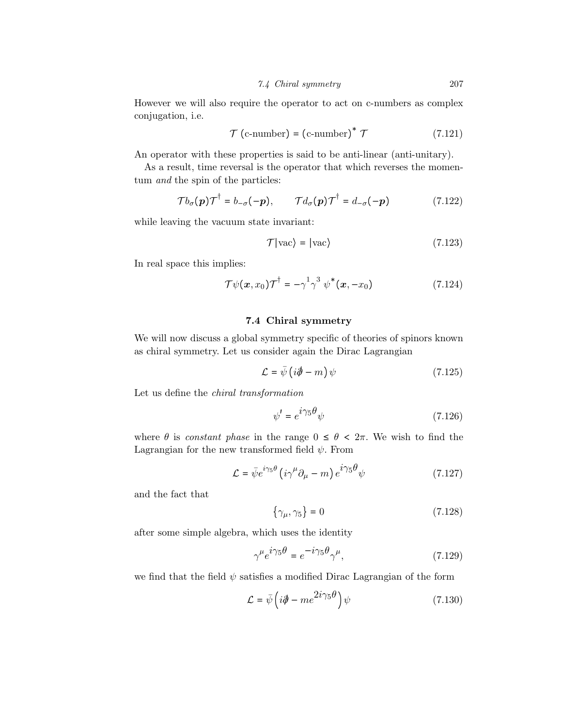However we will also require the operator to act on c-numbers as complex conjugation, i.e.

$$\mathcal{T}\ (\text{c-number}) = (\text{c-number})^*\ \mathcal{T} \tag{7.121}$$

An operator with these properties is said to be anti-linear (anti-unitary).

As a result, time reversal is the operator that which reverses the momentum *and* the spin of the particles:

$$\mathcal{T} b_\sigma(\boldsymbol{p})\mathcal{T}^\dagger = b_{-\sigma}(-\boldsymbol{p}), \qquad \mathcal{T} d_\sigma(\boldsymbol{p})\mathcal{T}^\dagger = d_{-\sigma}(-\boldsymbol{p}) \tag{7.122}$$

while leaving the vacuum state invariant:

$$\mathcal{T}|\text{vac}\rangle = |\text{vac}\rangle \tag{7.123}$$

In real space this implies:

$$\mathcal{T}\psi(\boldsymbol{x}, x_0)\mathcal{T}^\dagger = -\gamma^1\gamma^3\ \psi^*(\boldsymbol{x}, -x_0) \tag{7.124}$$

## 7.4 Chiral symmetry

We will now discuss a global symmetry specific of theories of spinors known as chiral symmetry. Let us consider again the Dirac Lagrangian

$$\mathcal{L} = \bar{\psi}\left(i\partial\!\!\!/ - m\right)\psi \tag{7.125}$$

Let us define the *chiral transformation*

$$\psi' = e^{i\gamma_5\theta}\psi \tag{7.126}$$

where $\theta$ is *constant phase* in the range $0 \le \theta < 2\pi$. We wish to find the Lagrangian for the new transformed field $\psi$. From

$$\mathcal{L} = \bar{\psi}e^{i\gamma_5\theta}\left(i\gamma^\mu\partial_\mu - m\right)e^{i\gamma_5\theta}\psi \tag{7.127}$$

and the fact that

$$\{\gamma_\mu, \gamma_5\} = 0 \tag{7.128}$$

after some simple algebra, which uses the identity

$$\gamma^\mu e^{i\gamma_5\theta} = e^{-i\gamma_5\theta}\gamma^\mu, \tag{7.129}$$

we find that the field $\psi$ satisfies a modified Dirac Lagrangian of the form

$$\mathcal{L} = \bar{\psi}\left(i\partial\!\!\!/ - me^{2i\gamma_5\theta}\right)\psi \tag{7.130}$$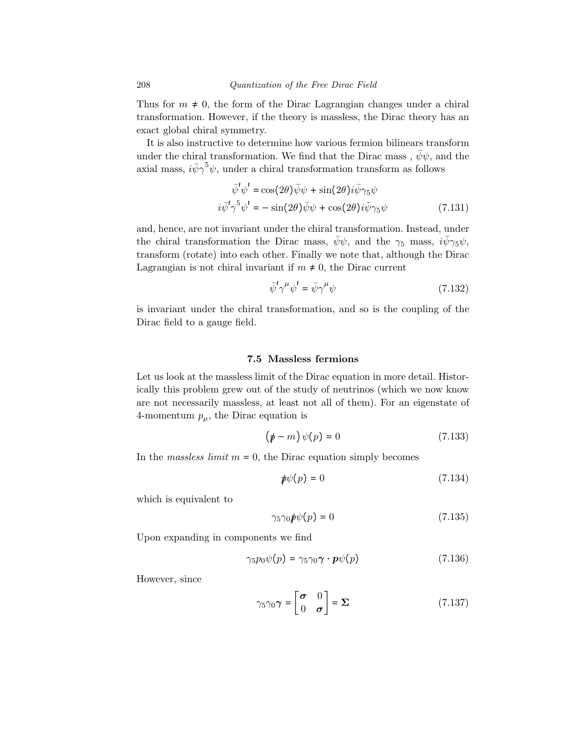Thus for $m \neq 0$, the form of the Dirac Lagrangian changes under a chiral transformation. However, if the theory is massless, the Dirac theory has an exact global chiral symmetry.

It is also instructive to determine how various fermion bilinears transform under the chiral transformation. We find that the Dirac mass , $\bar{\psi}\psi$, and the axial mass, $i\bar{\psi}\gamma^5\psi$, under a chiral transformation transform as follows

$$
\begin{aligned}
\bar{\psi}'\psi' &= \cos(2\theta)\bar{\psi}\psi + \sin(2\theta) i\bar{\psi}\gamma_5\psi \\
i\bar{\psi}'\gamma^5\psi' &= -\sin(2\theta)\bar{\psi}\psi + \cos(2\theta) i\bar{\psi}\gamma_5\psi
\end{aligned}
\tag{7.131}
$$

and, hence, are not invariant under the chiral transformation. Instead, under the chiral transformation the Dirac mass, $\bar{\psi}\psi$, and the $\gamma_5$ mass, $i\bar{\psi}\gamma_5\psi$, transform (rotate) into each other. Finally we note that, although the Dirac Lagrangian is not chiral invariant if $m \neq 0$, the Dirac current

$$
\bar{\psi}'\gamma^\mu\psi' = \bar{\psi}\gamma^\mu\psi \tag{7.132}
$$

is invariant under the chiral transformation, and so is the coupling of the Dirac field to a gauge field.

## 7.5 Massless fermions

Let us look at the massless limit of the Dirac equation in more detail. Historically this problem grew out of the study of neutrinos (which we now know are not necessarily massless, at least not all of them). For an eigenstate of 4-momentum $p_\mu$, the Dirac equation is

$$
\left(\not{p} - m\right)\psi(p) = 0 \tag{7.133}
$$

In the *massless limit* $m = 0$, the Dirac equation simply becomes

$$
\not{p}\psi(p) = 0 \tag{7.134}
$$

which is equivalent to

$$
\gamma_5\gamma_0\not{p}\psi(p) = 0 \tag{7.135}
$$

Upon expanding in components we find

$$
\gamma_5 p_0 \psi(p) = \gamma_5\gamma_0 \boldsymbol{\gamma}\cdot\boldsymbol{p}\psi(p) \tag{7.136}
$$

However, since

$$
\gamma_5\gamma_0\boldsymbol{\gamma} = \begin{bmatrix} \boldsymbol{\sigma} & 0 \\ 0 & \boldsymbol{\sigma} \end{bmatrix} = \boldsymbol{\Sigma} \tag{7.137}
$$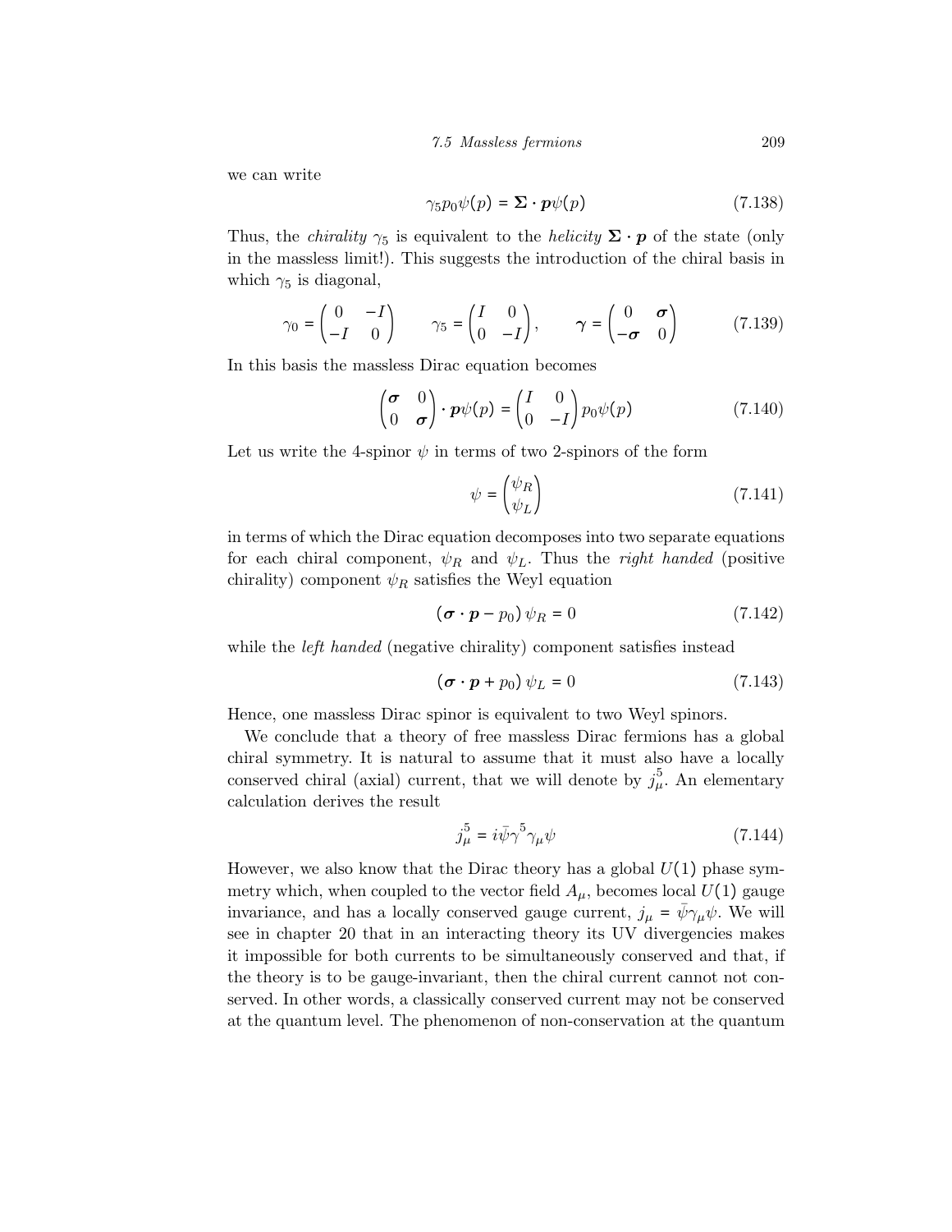we can write

$$\gamma_5 p_0 \psi(p) = \boldsymbol{\Sigma} \cdot \boldsymbol{p} \psi(p) \tag{7.138}$$

Thus, the *chirality* $\gamma_5$ is equivalent to the *helicity* $\boldsymbol{\Sigma} \cdot \boldsymbol{p}$ of the state (only in the massless limit!). This suggests the introduction of the chiral basis in which $\gamma_5$ is diagonal,

$$\gamma_0 = \begin{pmatrix} 0 & -I \\ -I & 0 \end{pmatrix} \qquad \gamma_5 = \begin{pmatrix} I & 0 \\ 0 & -I \end{pmatrix}, \qquad \boldsymbol{\gamma} = \begin{pmatrix} 0 & \boldsymbol{\sigma} \\ -\boldsymbol{\sigma} & 0 \end{pmatrix} \tag{7.139}$$

In this basis the massless Dirac equation becomes

$$\begin{pmatrix} \boldsymbol{\sigma} & 0 \\ 0 & \boldsymbol{\sigma} \end{pmatrix} \cdot \boldsymbol{p} \psi(p) = \begin{pmatrix} I & 0 \\ 0 & -I \end{pmatrix} p_0 \psi(p) \tag{7.140}$$

Let us write the 4-spinor $\psi$ in terms of two 2-spinors of the form

$$\psi = \begin{pmatrix} \psi_R \\ \psi_L \end{pmatrix} \tag{7.141}$$

in terms of which the Dirac equation decomposes into two separate equations for each chiral component, $\psi_R$ and $\psi_L$. Thus the *right handed* (positive chirality) component $\psi_R$ satisfies the Weyl equation

$$\left(\boldsymbol{\sigma} \cdot \boldsymbol{p} - p_0\right) \psi_R = 0 \tag{7.142}$$

while the *left handed* (negative chirality) component satisfies instead

$$\left(\boldsymbol{\sigma} \cdot \boldsymbol{p} + p_0\right) \psi_L = 0 \tag{7.143}$$

Hence, one massless Dirac spinor is equivalent to two Weyl spinors.

We conclude that a theory of free massless Dirac fermions has a global chiral symmetry. It is natural to assume that it must also have a locally conserved chiral (axial) current, that we will denote by $j_\mu^5$. An elementary calculation derives the result

$$j_\mu^5 = i\bar{\psi}\gamma^5\gamma_\mu\psi \tag{7.144}$$

However, we also know that the Dirac theory has a global $U(1)$ phase symmetry which, when coupled to the vector field $A_\mu$, becomes local $U(1)$ gauge invariance, and has a locally conserved gauge current, $j_\mu = \bar{\psi}\gamma_\mu\psi$. We will see in chapter 20 that in an interacting theory its UV divergencies makes it impossible for both currents to be simultaneously conserved and that, if the theory is to be gauge-invariant, then the chiral current cannot not conserved. In other words, a classically conserved current may not be conserved at the quantum level. The phenomenon of non-conservation at the quantum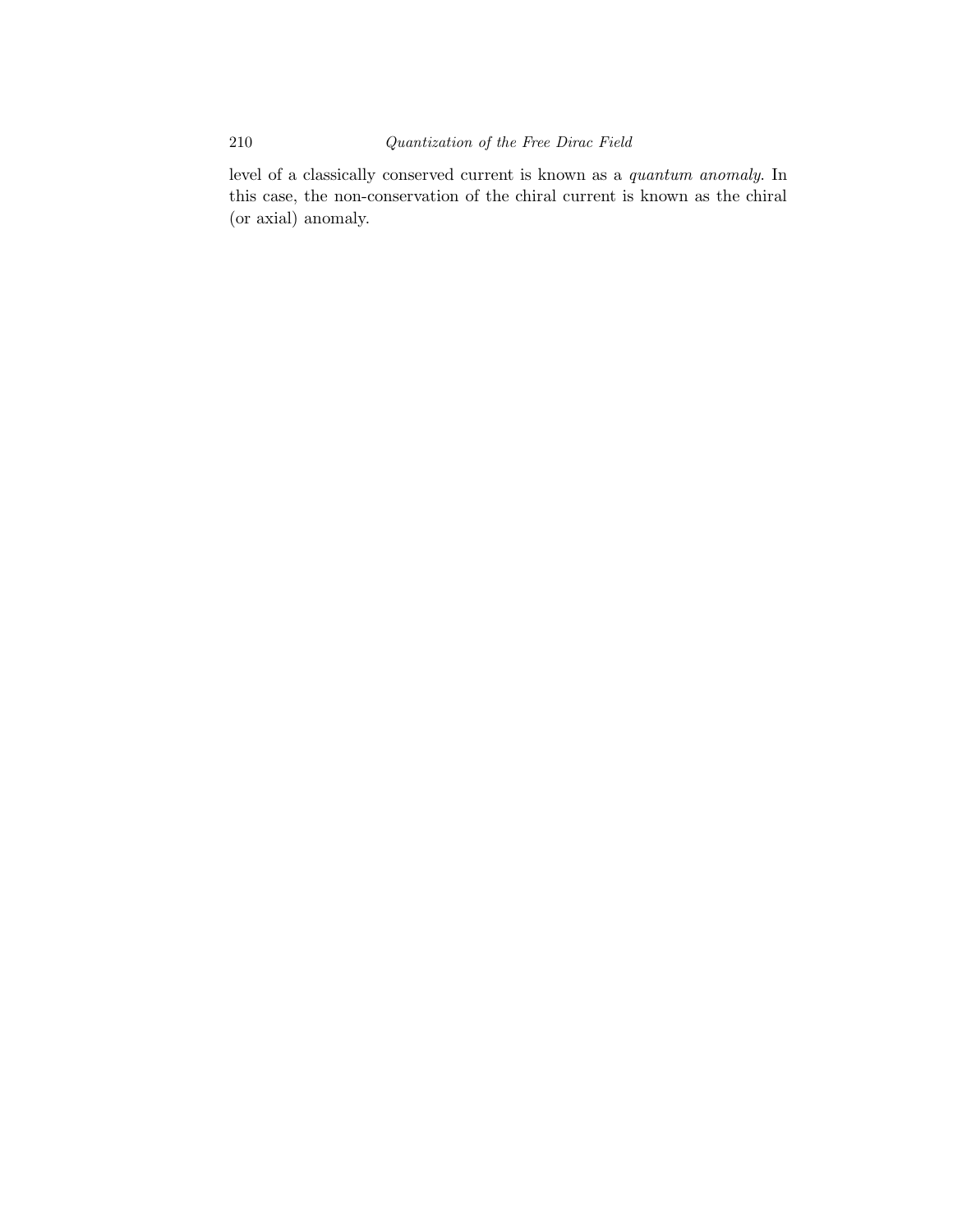level of a classically conserved current is known as a *quantum anomaly*. In this case, the non-conservation of the chiral current is known as the chiral (or axial) anomaly.